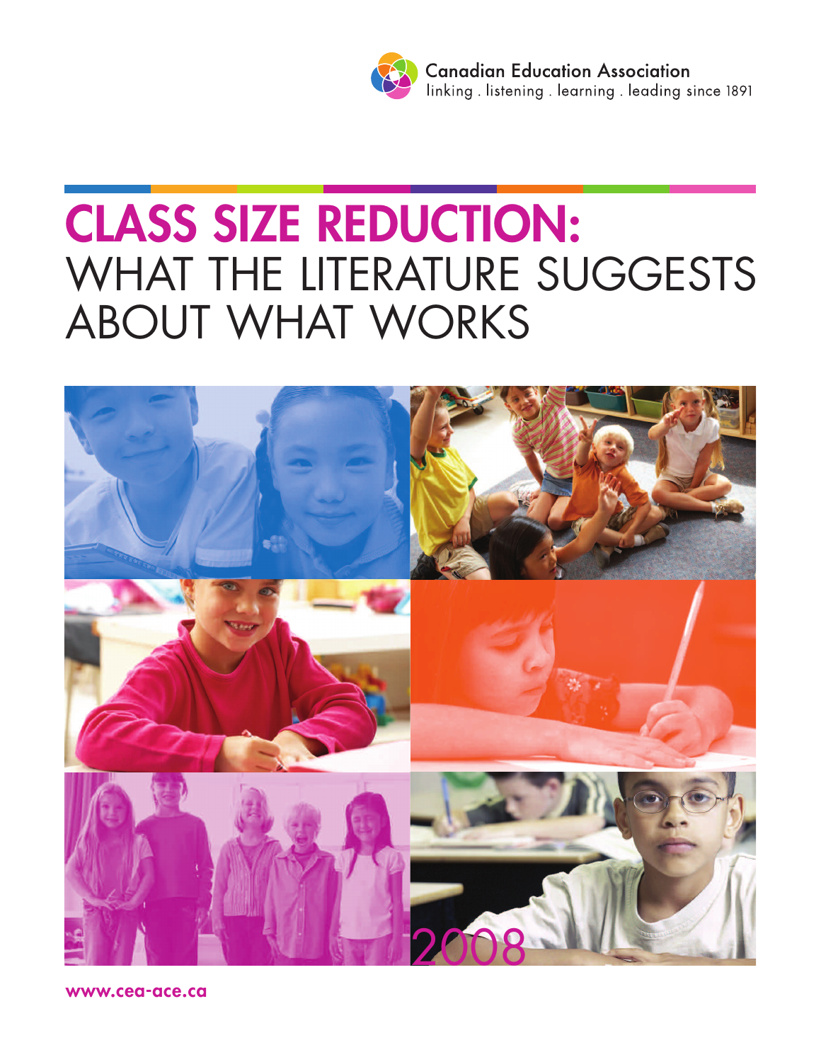Canadian Education Association

linking . listening . learning . leading since 1891

# CLASS SIZE REDUCTION: WHAT THE LITERATURE SUGGESTS ABOUT WHAT WORKS

2008

www.cea-ace.ca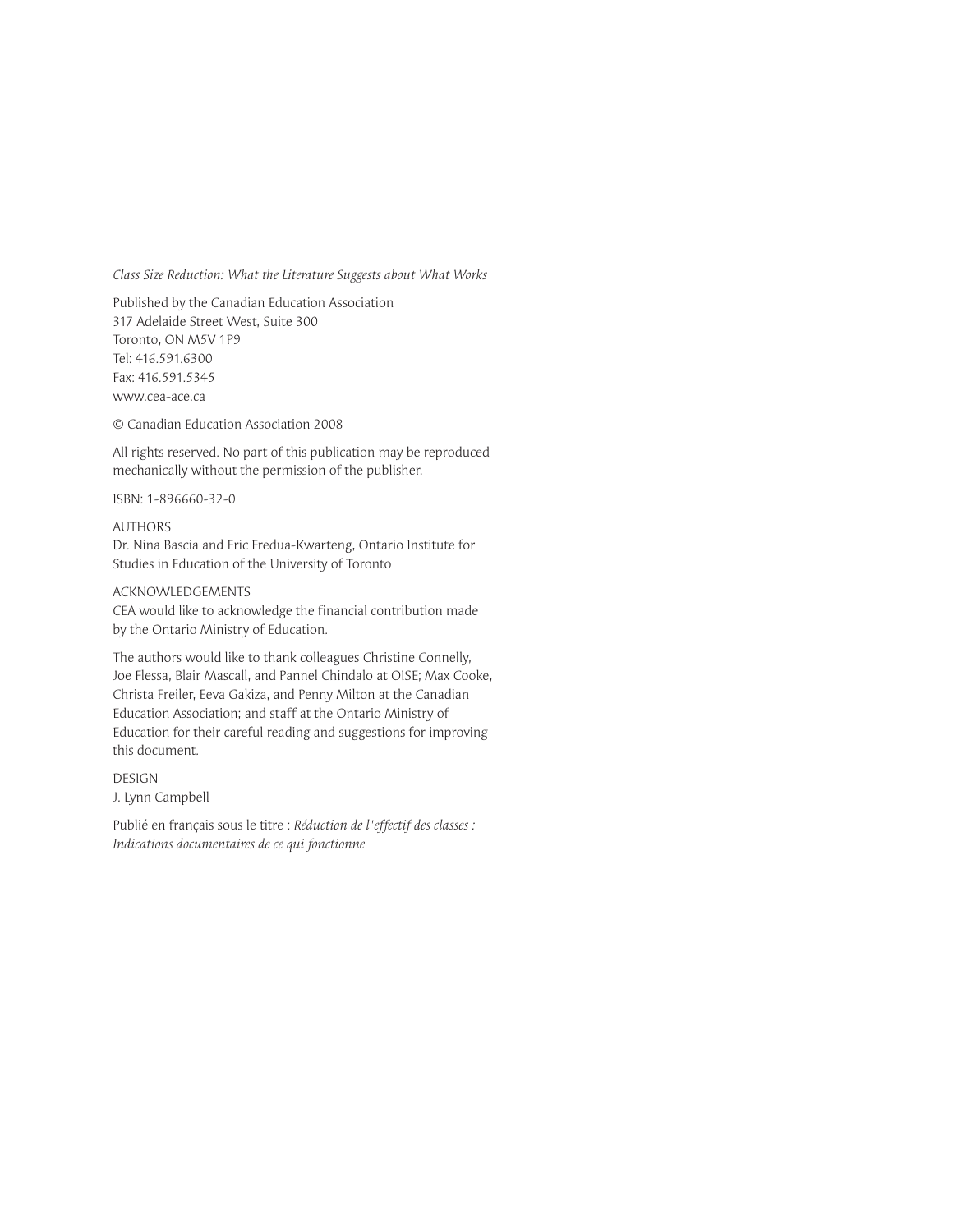*Class Size Reduction: What the Literature Suggests about What Works*

Published by the Canadian Education Association
317 Adelaide Street West, Suite 300
Toronto, ON M5V 1P9
Tel: 416.591.6300
Fax: 416.591.5345
www.cea-ace.ca

© Canadian Education Association 2008

All rights reserved. No part of this publication may be reproduced mechanically without the permission of the publisher.

ISBN: 1-896660-32-0

AUTHORS
Dr. Nina Bascia and Eric Fredua-Kwarteng, Ontario Institute for Studies in Education of the University of Toronto

ACKNOWLEDGEMENTS
CEA would like to acknowledge the financial contribution made by the Ontario Ministry of Education.

The authors would like to thank colleagues Christine Connelly, Joe Flessa, Blair Mascall, and Pannel Chindalo at OISE; Max Cooke, Christa Freiler, Eeva Gakiza, and Penny Milton at the Canadian Education Association; and staff at the Ontario Ministry of Education for their careful reading and suggestions for improving this document.

DESIGN
J. Lynn Campbell

Publié en français sous le titre : *Réduction de l'effectif des classes : Indications documentaires de ce qui fonctionne*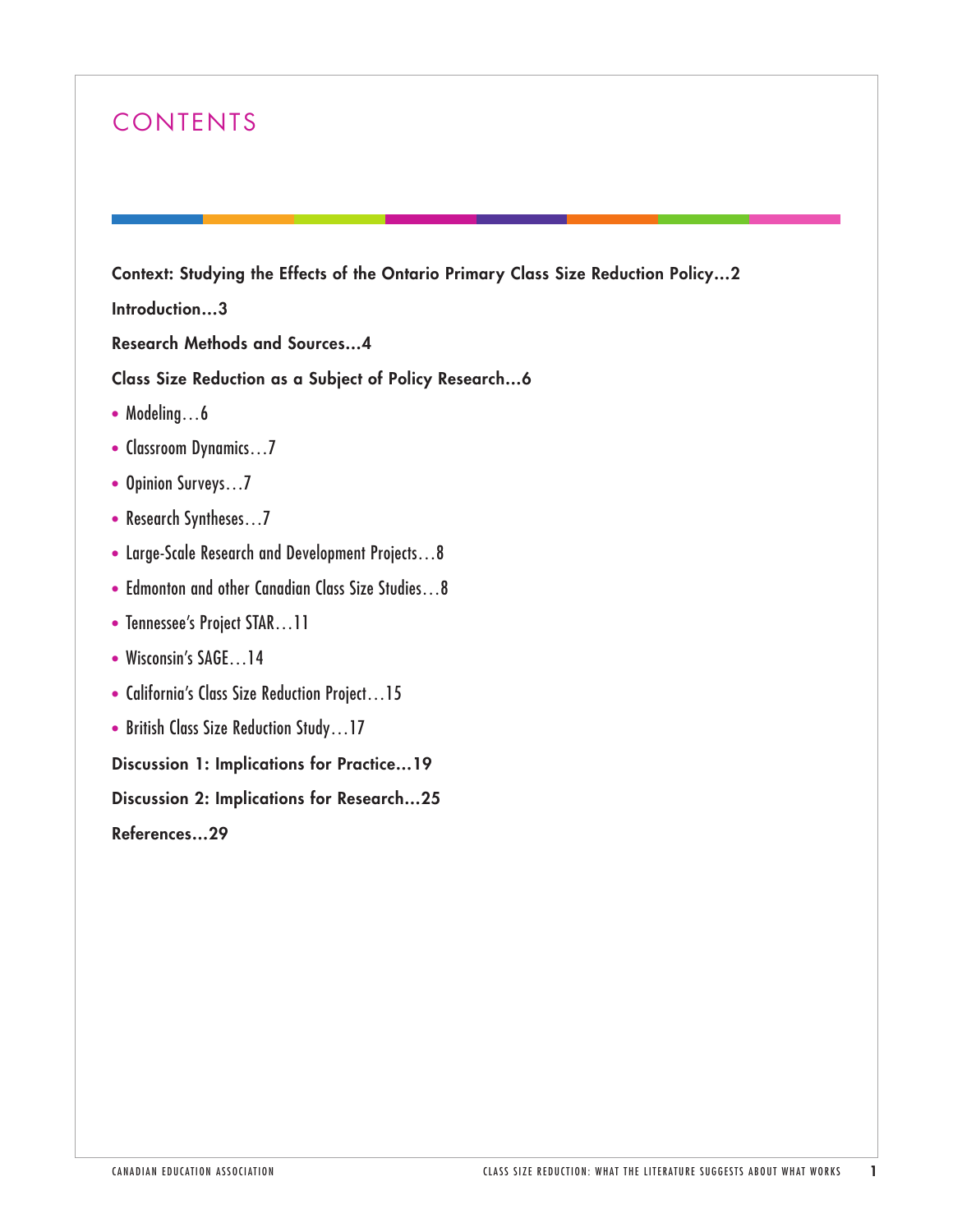# CONTENTS

**Context: Studying the Effects of the Ontario Primary Class Size Reduction Policy…2**

**Introduction…3**

**Research Methods and Sources…4**

**Class Size Reduction as a Subject of Policy Research…6**

- Modeling…6
- Classroom Dynamics…7
- Opinion Surveys…7
- Research Syntheses…7
- Large-Scale Research and Development Projects…8
- Edmonton and other Canadian Class Size Studies…8
- Tennessee's Project STAR…11
- Wisconsin's SAGE…14
- California's Class Size Reduction Project…15
- British Class Size Reduction Study…17

**Discussion 1: Implications for Practice…19**

**Discussion 2: Implications for Research…25**

**References…29**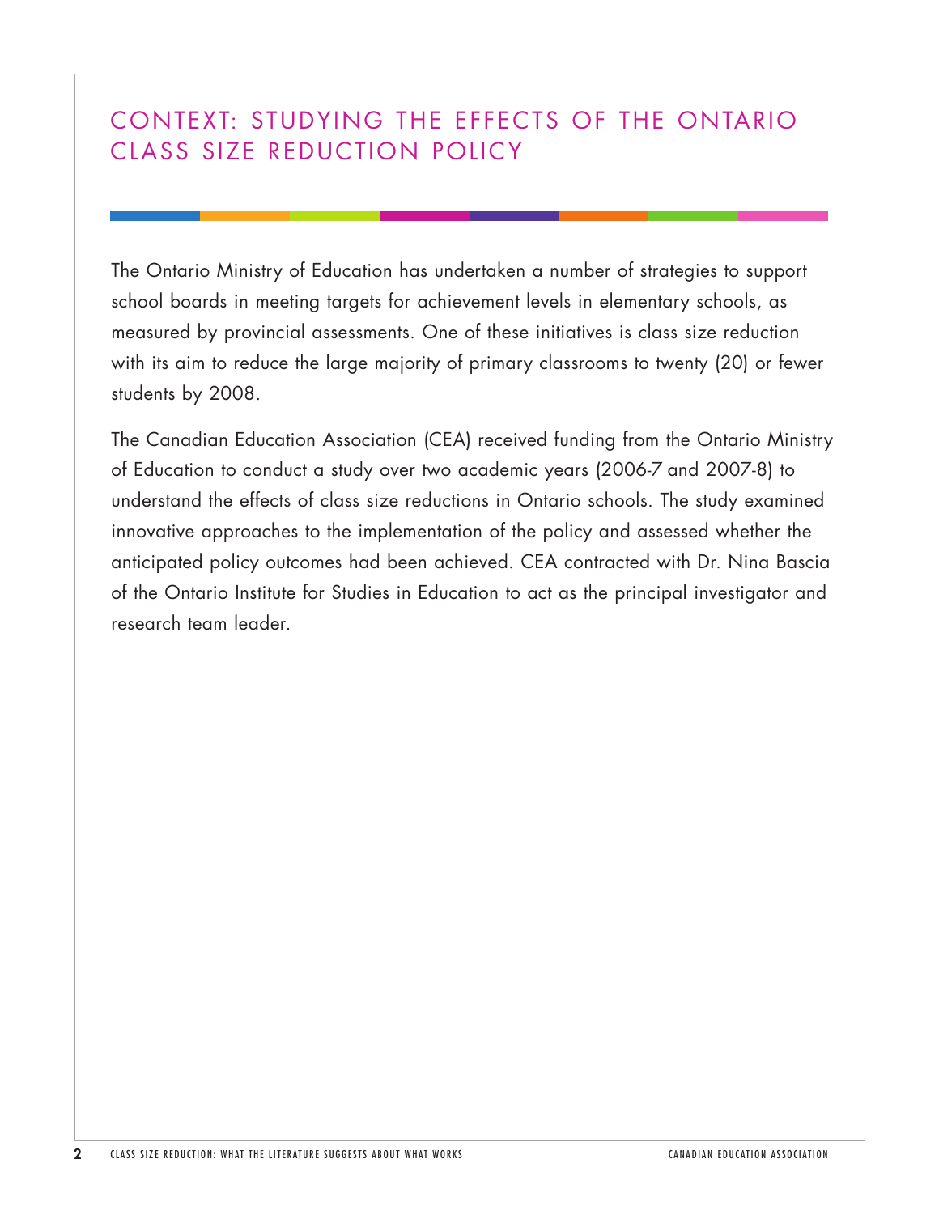# CONTEXT: STUDYING THE EFFECTS OF THE ONTARIO CLASS SIZE REDUCTION POLICY

The Ontario Ministry of Education has undertaken a number of strategies to support school boards in meeting targets for achievement levels in elementary schools, as measured by provincial assessments. One of these initiatives is class size reduction with its aim to reduce the large majority of primary classrooms to twenty (20) or fewer students by 2008.

The Canadian Education Association (CEA) received funding from the Ontario Ministry of Education to conduct a study over two academic years (2006-7 and 2007-8) to understand the effects of class size reductions in Ontario schools. The study examined innovative approaches to the implementation of the policy and assessed whether the anticipated policy outcomes had been achieved. CEA contracted with Dr. Nina Bascia of the Ontario Institute for Studies in Education to act as the principal investigator and research team leader.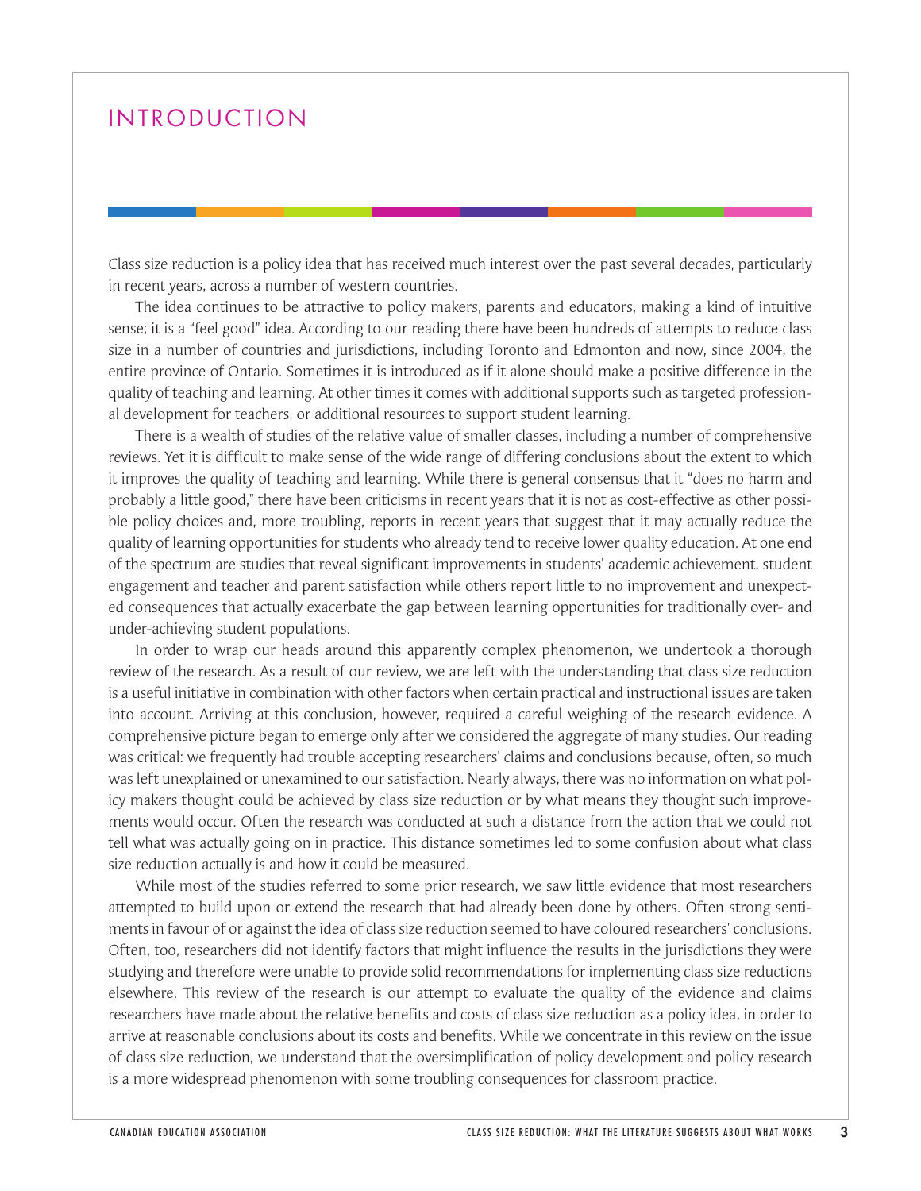# INTRODUCTION

Class size reduction is a policy idea that has received much interest over the past several decades, particularly in recent years, across a number of western countries.

The idea continues to be attractive to policy makers, parents and educators, making a kind of intuitive sense; it is a "feel good" idea. According to our reading there have been hundreds of attempts to reduce class size in a number of countries and jurisdictions, including Toronto and Edmonton and now, since 2004, the entire province of Ontario. Sometimes it is introduced as if it alone should make a positive difference in the quality of teaching and learning. At other times it comes with additional supports such as targeted professional development for teachers, or additional resources to support student learning.

There is a wealth of studies of the relative value of smaller classes, including a number of comprehensive reviews. Yet it is difficult to make sense of the wide range of differing conclusions about the extent to which it improves the quality of teaching and learning. While there is general consensus that it "does no harm and probably a little good," there have been criticisms in recent years that it is not as cost-effective as other possible policy choices and, more troubling, reports in recent years that suggest that it may actually reduce the quality of learning opportunities for students who already tend to receive lower quality education. At one end of the spectrum are studies that reveal significant improvements in students' academic achievement, student engagement and teacher and parent satisfaction while others report little to no improvement and unexpected consequences that actually exacerbate the gap between learning opportunities for traditionally over- and under-achieving student populations.

In order to wrap our heads around this apparently complex phenomenon, we undertook a thorough review of the research. As a result of our review, we are left with the understanding that class size reduction is a useful initiative in combination with other factors when certain practical and instructional issues are taken into account. Arriving at this conclusion, however, required a careful weighing of the research evidence. A comprehensive picture began to emerge only after we considered the aggregate of many studies. Our reading was critical: we frequently had trouble accepting researchers' claims and conclusions because, often, so much was left unexplained or unexamined to our satisfaction. Nearly always, there was no information on what policy makers thought could be achieved by class size reduction or by what means they thought such improvements would occur. Often the research was conducted at such a distance from the action that we could not tell what was actually going on in practice. This distance sometimes led to some confusion about what class size reduction actually is and how it could be measured.

While most of the studies referred to some prior research, we saw little evidence that most researchers attempted to build upon or extend the research that had already been done by others. Often strong sentiments in favour of or against the idea of class size reduction seemed to have coloured researchers' conclusions. Often, too, researchers did not identify factors that might influence the results in the jurisdictions they were studying and therefore were unable to provide solid recommendations for implementing class size reductions elsewhere. This review of the research is our attempt to evaluate the quality of the evidence and claims researchers have made about the relative benefits and costs of class size reduction as a policy idea, in order to arrive at reasonable conclusions about its costs and benefits. While we concentrate in this review on the issue of class size reduction, we understand that the oversimplification of policy development and policy research is a more widespread phenomenon with some troubling consequences for classroom practice.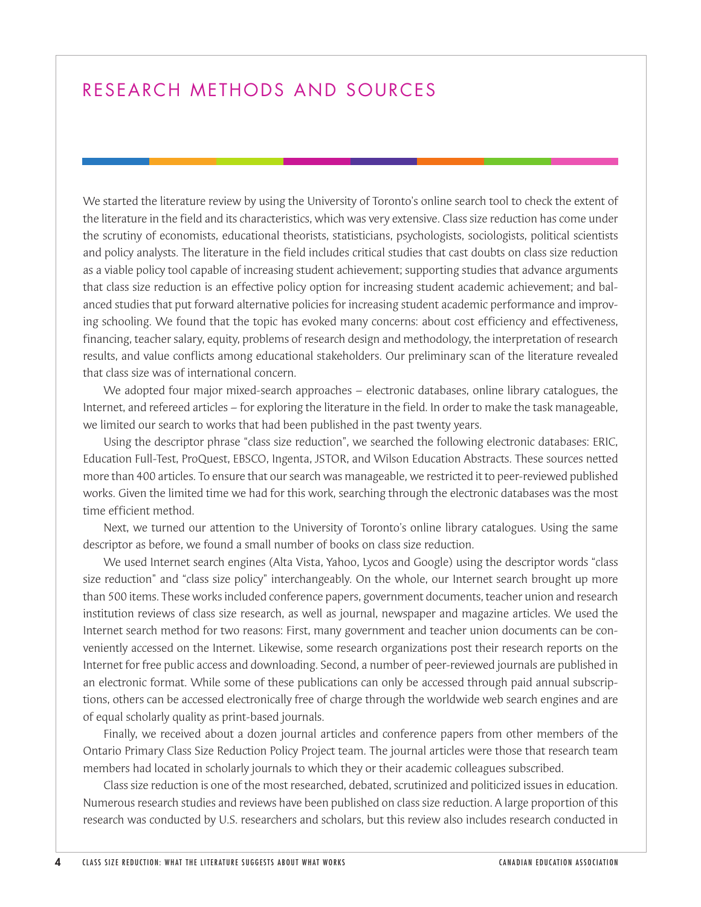# RESEARCH METHODS AND SOURCES

We started the literature review by using the University of Toronto's online search tool to check the extent of the literature in the field and its characteristics, which was very extensive. Class size reduction has come under the scrutiny of economists, educational theorists, statisticians, psychologists, sociologists, political scientists and policy analysts. The literature in the field includes critical studies that cast doubts on class size reduction as a viable policy tool capable of increasing student achievement; supporting studies that advance arguments that class size reduction is an effective policy option for increasing student academic achievement; and balanced studies that put forward alternative policies for increasing student academic performance and improving schooling. We found that the topic has evoked many concerns: about cost efficiency and effectiveness, financing, teacher salary, equity, problems of research design and methodology, the interpretation of research results, and value conflicts among educational stakeholders. Our preliminary scan of the literature revealed that class size was of international concern.

We adopted four major mixed-search approaches – electronic databases, online library catalogues, the Internet, and refereed articles – for exploring the literature in the field. In order to make the task manageable, we limited our search to works that had been published in the past twenty years.

Using the descriptor phrase "class size reduction", we searched the following electronic databases: ERIC, Education Full-Test, ProQuest, EBSCO, Ingenta, JSTOR, and Wilson Education Abstracts. These sources netted more than 400 articles. To ensure that our search was manageable, we restricted it to peer-reviewed published works. Given the limited time we had for this work, searching through the electronic databases was the most time efficient method.

Next, we turned our attention to the University of Toronto's online library catalogues. Using the same descriptor as before, we found a small number of books on class size reduction.

We used Internet search engines (Alta Vista, Yahoo, Lycos and Google) using the descriptor words "class size reduction" and "class size policy" interchangeably. On the whole, our Internet search brought up more than 500 items. These works included conference papers, government documents, teacher union and research institution reviews of class size research, as well as journal, newspaper and magazine articles. We used the Internet search method for two reasons: First, many government and teacher union documents can be conveniently accessed on the Internet. Likewise, some research organizations post their research reports on the Internet for free public access and downloading. Second, a number of peer-reviewed journals are published in an electronic format. While some of these publications can only be accessed through paid annual subscriptions, others can be accessed electronically free of charge through the worldwide web search engines and are of equal scholarly quality as print-based journals.

Finally, we received about a dozen journal articles and conference papers from other members of the Ontario Primary Class Size Reduction Policy Project team. The journal articles were those that research team members had located in scholarly journals to which they or their academic colleagues subscribed.

Class size reduction is one of the most researched, debated, scrutinized and politicized issues in education. Numerous research studies and reviews have been published on class size reduction. A large proportion of this research was conducted by U.S. researchers and scholars, but this review also includes research conducted in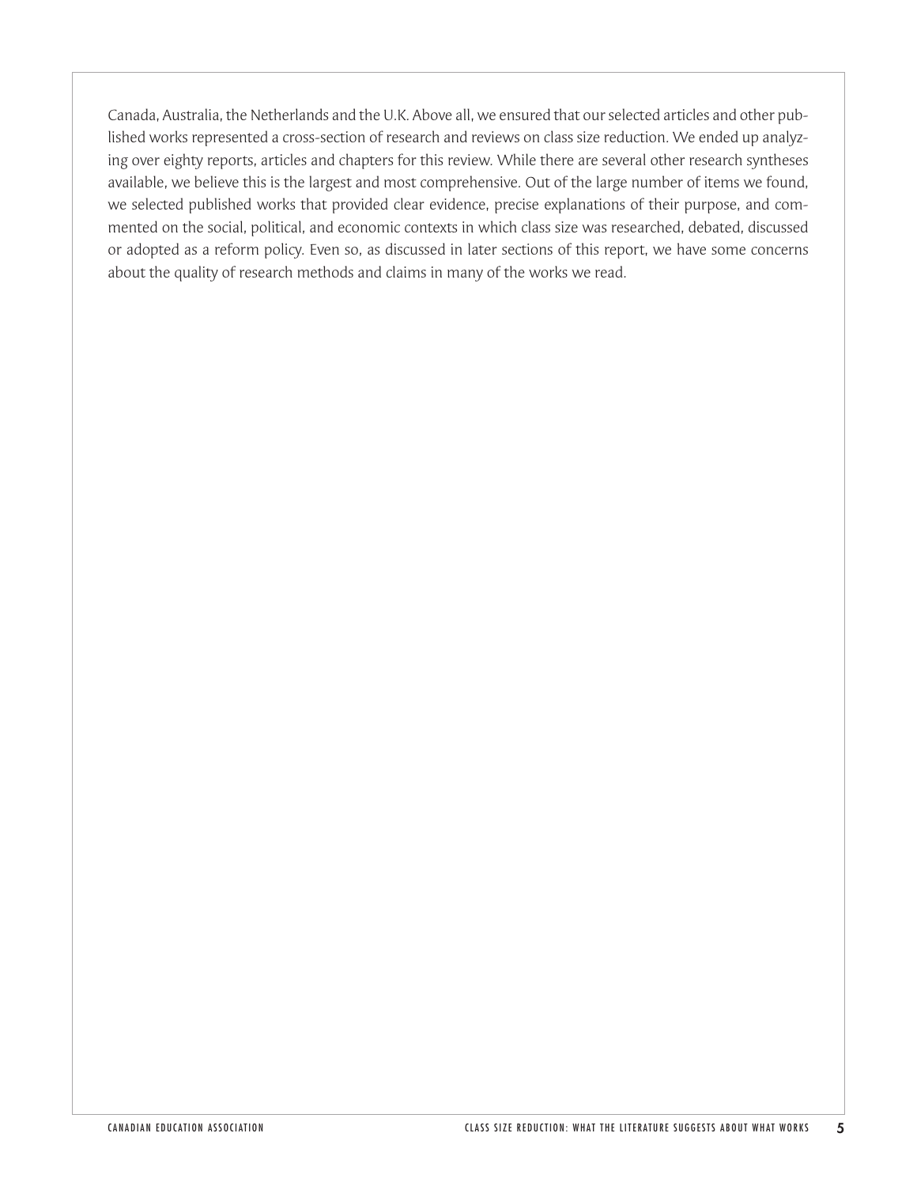Canada, Australia, the Netherlands and the U.K. Above all, we ensured that our selected articles and other published works represented a cross-section of research and reviews on class size reduction. We ended up analyzing over eighty reports, articles and chapters for this review. While there are several other research syntheses available, we believe this is the largest and most comprehensive. Out of the large number of items we found, we selected published works that provided clear evidence, precise explanations of their purpose, and commented on the social, political, and economic contexts in which class size was researched, debated, discussed or adopted as a reform policy. Even so, as discussed in later sections of this report, we have some concerns about the quality of research methods and claims in many of the works we read.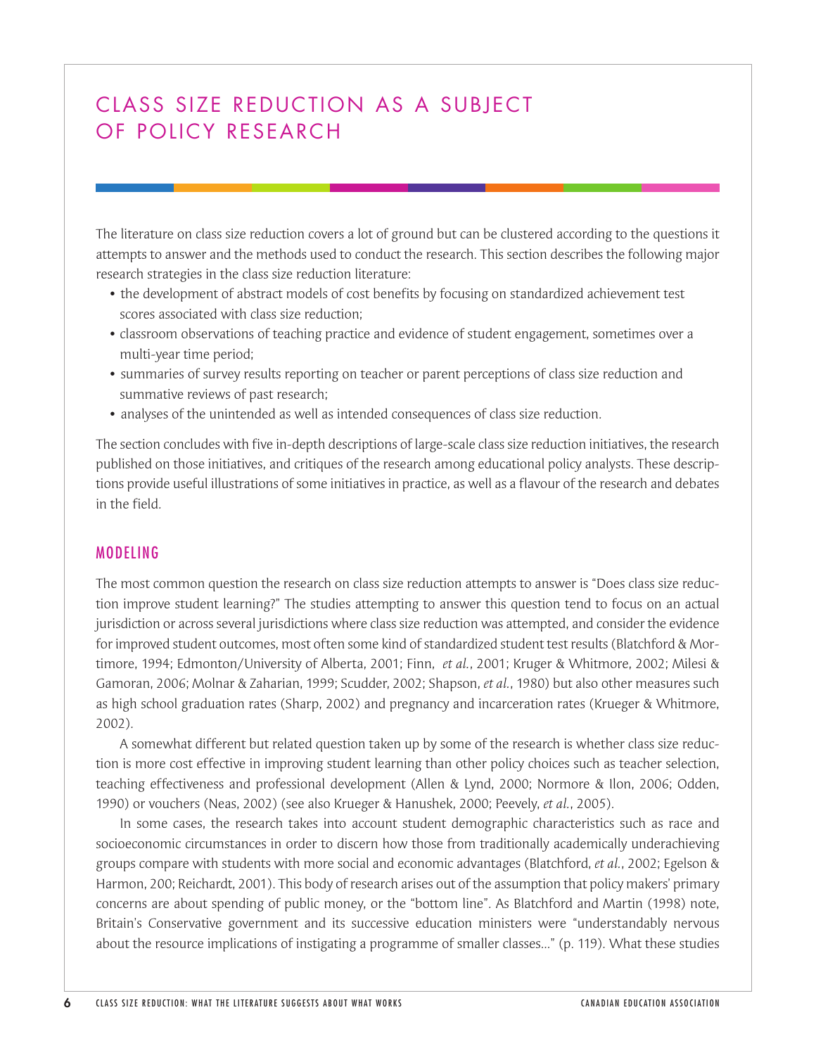# CLASS SIZE REDUCTION AS A SUBJECT OF POLICY RESEARCH

The literature on class size reduction covers a lot of ground but can be clustered according to the questions it attempts to answer and the methods used to conduct the research. This section describes the following major research strategies in the class size reduction literature:

- the development of abstract models of cost benefits by focusing on standardized achievement test scores associated with class size reduction;
- classroom observations of teaching practice and evidence of student engagement, sometimes over a multi-year time period;
- summaries of survey results reporting on teacher or parent perceptions of class size reduction and summative reviews of past research;
- analyses of the unintended as well as intended consequences of class size reduction.

The section concludes with five in-depth descriptions of large-scale class size reduction initiatives, the research published on those initiatives, and critiques of the research among educational policy analysts. These descriptions provide useful illustrations of some initiatives in practice, as well as a flavour of the research and debates in the field.

## MODELING

The most common question the research on class size reduction attempts to answer is "Does class size reduction improve student learning?" The studies attempting to answer this question tend to focus on an actual jurisdiction or across several jurisdictions where class size reduction was attempted, and consider the evidence for improved student outcomes, most often some kind of standardized student test results (Blatchford & Mortimore, 1994; Edmonton/University of Alberta, 2001; Finn, *et al.*, 2001; Kruger & Whitmore, 2002; Milesi & Gamoran, 2006; Molnar & Zaharian, 1999; Scudder, 2002; Shapson, *et al.*, 1980) but also other measures such as high school graduation rates (Sharp, 2002) and pregnancy and incarceration rates (Krueger & Whitmore, 2002).

A somewhat different but related question taken up by some of the research is whether class size reduction is more cost effective in improving student learning than other policy choices such as teacher selection, teaching effectiveness and professional development (Allen & Lynd, 2000; Normore & Ilon, 2006; Odden, 1990) or vouchers (Neas, 2002) (see also Krueger & Hanushek, 2000; Peevely, *et al.*, 2005).

In some cases, the research takes into account student demographic characteristics such as race and socioeconomic circumstances in order to discern how those from traditionally academically underachieving groups compare with students with more social and economic advantages (Blatchford, *et al.*, 2002; Egelson & Harmon, 200; Reichardt, 2001). This body of research arises out of the assumption that policy makers' primary concerns are about spending of public money, or the "bottom line". As Blatchford and Martin (1998) note, Britain's Conservative government and its successive education ministers were "understandably nervous about the resource implications of instigating a programme of smaller classes..." (p. 119). What these studies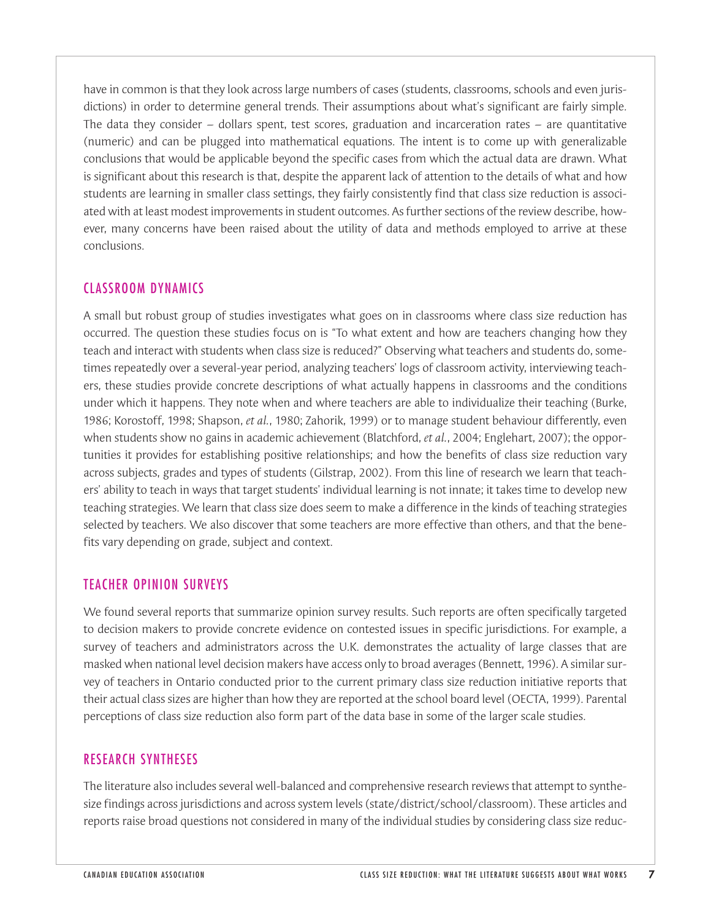have in common is that they look across large numbers of cases (students, classrooms, schools and even jurisdictions) in order to determine general trends. Their assumptions about what's significant are fairly simple. The data they consider – dollars spent, test scores, graduation and incarceration rates – are quantitative (numeric) and can be plugged into mathematical equations. The intent is to come up with generalizable conclusions that would be applicable beyond the specific cases from which the actual data are drawn. What is significant about this research is that, despite the apparent lack of attention to the details of what and how students are learning in smaller class settings, they fairly consistently find that class size reduction is associated with at least modest improvements in student outcomes. As further sections of the review describe, however, many concerns have been raised about the utility of data and methods employed to arrive at these conclusions.

## CLASSROOM DYNAMICS

A small but robust group of studies investigates what goes on in classrooms where class size reduction has occurred. The question these studies focus on is "To what extent and how are teachers changing how they teach and interact with students when class size is reduced?" Observing what teachers and students do, sometimes repeatedly over a several-year period, analyzing teachers' logs of classroom activity, interviewing teachers, these studies provide concrete descriptions of what actually happens in classrooms and the conditions under which it happens. They note when and where teachers are able to individualize their teaching (Burke, 1986; Korostoff, 1998; Shapson, *et al.*, 1980; Zahorik, 1999) or to manage student behaviour differently, even when students show no gains in academic achievement (Blatchford, *et al.*, 2004; Englehart, 2007); the opportunities it provides for establishing positive relationships; and how the benefits of class size reduction vary across subjects, grades and types of students (Gilstrap, 2002). From this line of research we learn that teachers' ability to teach in ways that target students' individual learning is not innate; it takes time to develop new teaching strategies. We learn that class size does seem to make a difference in the kinds of teaching strategies selected by teachers. We also discover that some teachers are more effective than others, and that the benefits vary depending on grade, subject and context.

## TEACHER OPINION SURVEYS

We found several reports that summarize opinion survey results. Such reports are often specifically targeted to decision makers to provide concrete evidence on contested issues in specific jurisdictions. For example, a survey of teachers and administrators across the U.K. demonstrates the actuality of large classes that are masked when national level decision makers have access only to broad averages (Bennett, 1996). A similar survey of teachers in Ontario conducted prior to the current primary class size reduction initiative reports that their actual class sizes are higher than how they are reported at the school board level (OECTA, 1999). Parental perceptions of class size reduction also form part of the data base in some of the larger scale studies.

## RESEARCH SYNTHESES

The literature also includes several well-balanced and comprehensive research reviews that attempt to synthesize findings across jurisdictions and across system levels (state/district/school/classroom). These articles and reports raise broad questions not considered in many of the individual studies by considering class size reduc-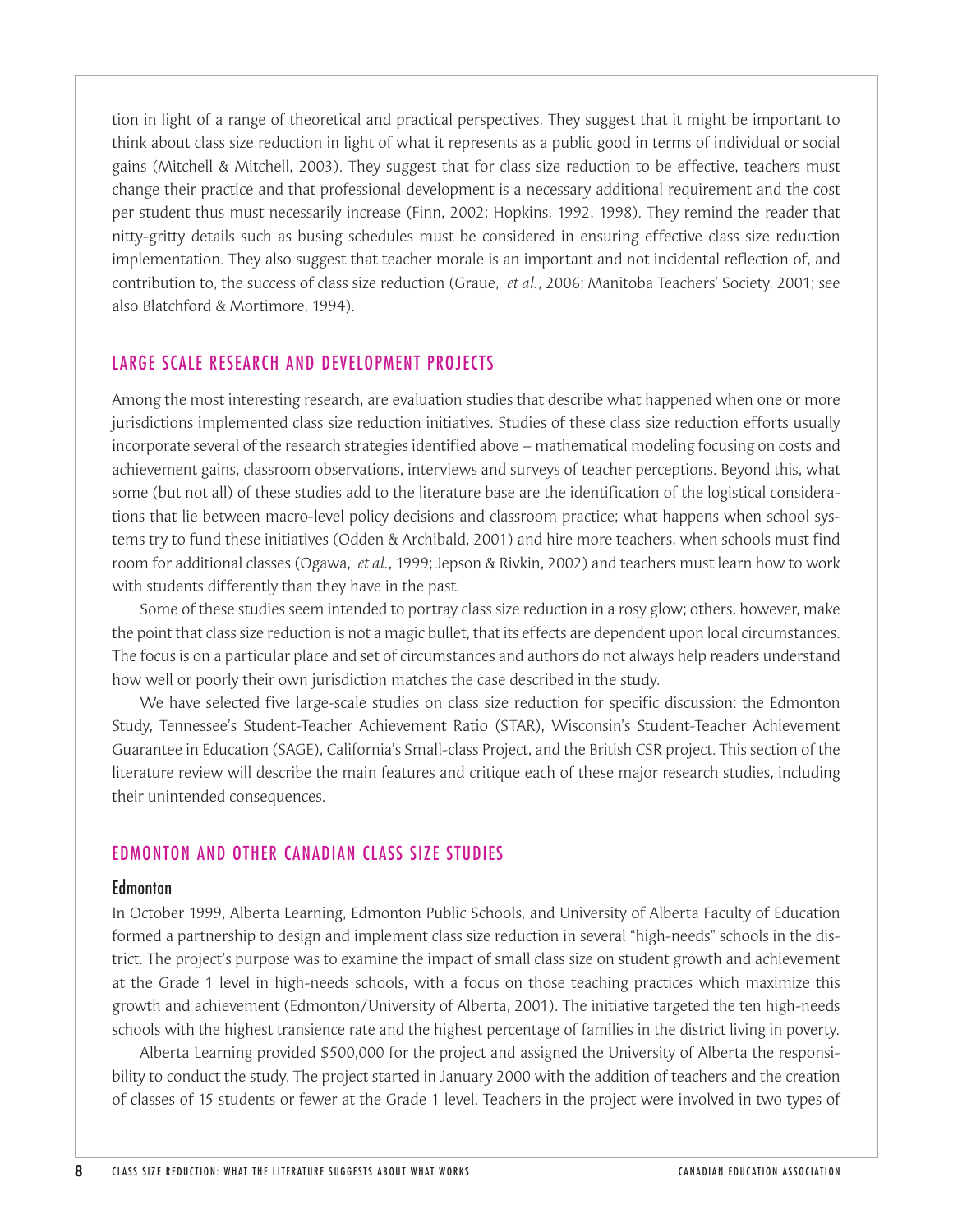tion in light of a range of theoretical and practical perspectives. They suggest that it might be important to think about class size reduction in light of what it represents as a public good in terms of individual or social gains (Mitchell & Mitchell, 2003). They suggest that for class size reduction to be effective, teachers must change their practice and that professional development is a necessary additional requirement and the cost per student thus must necessarily increase (Finn, 2002; Hopkins, 1992, 1998). They remind the reader that nitty-gritty details such as busing schedules must be considered in ensuring effective class size reduction implementation. They also suggest that teacher morale is an important and not incidental reflection of, and contribution to, the success of class size reduction (Graue, *et al.*, 2006; Manitoba Teachers' Society, 2001; see also Blatchford & Mortimore, 1994).

## LARGE SCALE RESEARCH AND DEVELOPMENT PROJECTS

Among the most interesting research, are evaluation studies that describe what happened when one or more jurisdictions implemented class size reduction initiatives. Studies of these class size reduction efforts usually incorporate several of the research strategies identified above – mathematical modeling focusing on costs and achievement gains, classroom observations, interviews and surveys of teacher perceptions. Beyond this, what some (but not all) of these studies add to the literature base are the identification of the logistical considerations that lie between macro-level policy decisions and classroom practice; what happens when school systems try to fund these initiatives (Odden & Archibald, 2001) and hire more teachers, when schools must find room for additional classes (Ogawa, *et al.*, 1999; Jepson & Rivkin, 2002) and teachers must learn how to work with students differently than they have in the past.

Some of these studies seem intended to portray class size reduction in a rosy glow; others, however, make the point that class size reduction is not a magic bullet, that its effects are dependent upon local circumstances. The focus is on a particular place and set of circumstances and authors do not always help readers understand how well or poorly their own jurisdiction matches the case described in the study.

We have selected five large-scale studies on class size reduction for specific discussion: the Edmonton Study, Tennessee's Student-Teacher Achievement Ratio (STAR), Wisconsin's Student-Teacher Achievement Guarantee in Education (SAGE), California's Small-class Project, and the British CSR project. This section of the literature review will describe the main features and critique each of these major research studies, including their unintended consequences.

## EDMONTON AND OTHER CANADIAN CLASS SIZE STUDIES

### Edmonton

In October 1999, Alberta Learning, Edmonton Public Schools, and University of Alberta Faculty of Education formed a partnership to design and implement class size reduction in several "high-needs" schools in the district. The project's purpose was to examine the impact of small class size on student growth and achievement at the Grade 1 level in high-needs schools, with a focus on those teaching practices which maximize this growth and achievement (Edmonton/University of Alberta, 2001). The initiative targeted the ten high-needs schools with the highest transience rate and the highest percentage of families in the district living in poverty.

Alberta Learning provided $500,000 for the project and assigned the University of Alberta the responsibility to conduct the study. The project started in January 2000 with the addition of teachers and the creation of classes of 15 students or fewer at the Grade 1 level. Teachers in the project were involved in two types of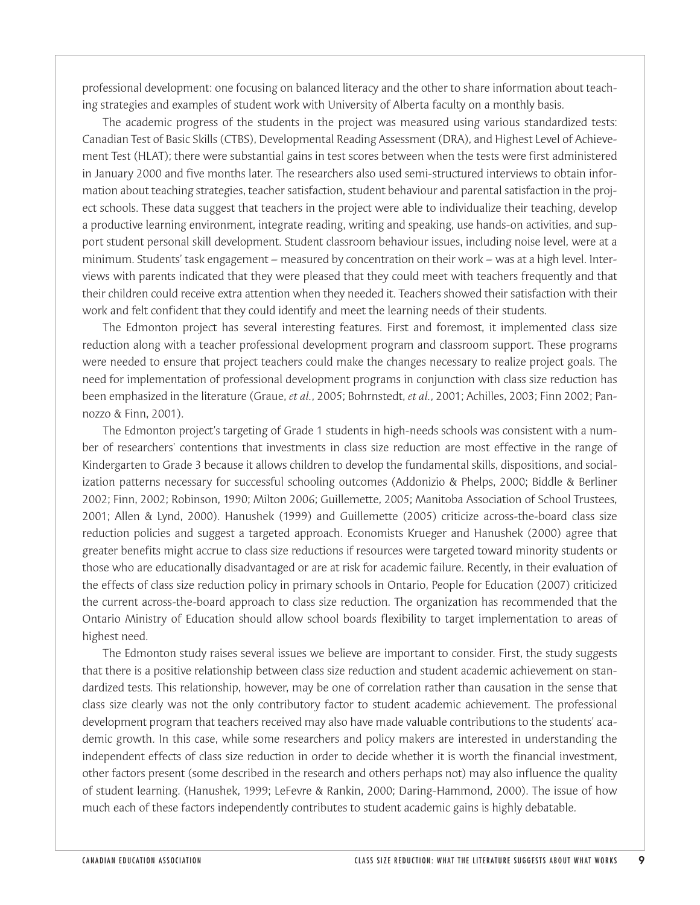professional development: one focusing on balanced literacy and the other to share information about teaching strategies and examples of student work with University of Alberta faculty on a monthly basis.

The academic progress of the students in the project was measured using various standardized tests: Canadian Test of Basic Skills (CTBS), Developmental Reading Assessment (DRA), and Highest Level of Achievement Test (HLAT); there were substantial gains in test scores between when the tests were first administered in January 2000 and five months later. The researchers also used semi-structured interviews to obtain information about teaching strategies, teacher satisfaction, student behaviour and parental satisfaction in the project schools. These data suggest that teachers in the project were able to individualize their teaching, develop a productive learning environment, integrate reading, writing and speaking, use hands-on activities, and support student personal skill development. Student classroom behaviour issues, including noise level, were at a minimum. Students' task engagement – measured by concentration on their work – was at a high level. Interviews with parents indicated that they were pleased that they could meet with teachers frequently and that their children could receive extra attention when they needed it. Teachers showed their satisfaction with their work and felt confident that they could identify and meet the learning needs of their students.

The Edmonton project has several interesting features. First and foremost, it implemented class size reduction along with a teacher professional development program and classroom support. These programs were needed to ensure that project teachers could make the changes necessary to realize project goals. The need for implementation of professional development programs in conjunction with class size reduction has been emphasized in the literature (Graue, *et al.*, 2005; Bohrnstedt, *et al.*, 2001; Achilles, 2003; Finn 2002; Pannozzo & Finn, 2001).

The Edmonton project's targeting of Grade 1 students in high-needs schools was consistent with a number of researchers' contentions that investments in class size reduction are most effective in the range of Kindergarten to Grade 3 because it allows children to develop the fundamental skills, dispositions, and socialization patterns necessary for successful schooling outcomes (Addonizio & Phelps, 2000; Biddle & Berliner 2002; Finn, 2002; Robinson, 1990; Milton 2006; Guillemette, 2005; Manitoba Association of School Trustees, 2001; Allen & Lynd, 2000). Hanushek (1999) and Guillemette (2005) criticize across-the-board class size reduction policies and suggest a targeted approach. Economists Krueger and Hanushek (2000) agree that greater benefits might accrue to class size reductions if resources were targeted toward minority students or those who are educationally disadvantaged or are at risk for academic failure. Recently, in their evaluation of the effects of class size reduction policy in primary schools in Ontario, People for Education (2007) criticized the current across-the-board approach to class size reduction. The organization has recommended that the Ontario Ministry of Education should allow school boards flexibility to target implementation to areas of highest need.

The Edmonton study raises several issues we believe are important to consider. First, the study suggests that there is a positive relationship between class size reduction and student academic achievement on standardized tests. This relationship, however, may be one of correlation rather than causation in the sense that class size clearly was not the only contributory factor to student academic achievement. The professional development program that teachers received may also have made valuable contributions to the students' academic growth. In this case, while some researchers and policy makers are interested in understanding the independent effects of class size reduction in order to decide whether it is worth the financial investment, other factors present (some described in the research and others perhaps not) may also influence the quality of student learning. (Hanushek, 1999; LeFevre & Rankin, 2000; Daring-Hammond, 2000). The issue of how much each of these factors independently contributes to student academic gains is highly debatable.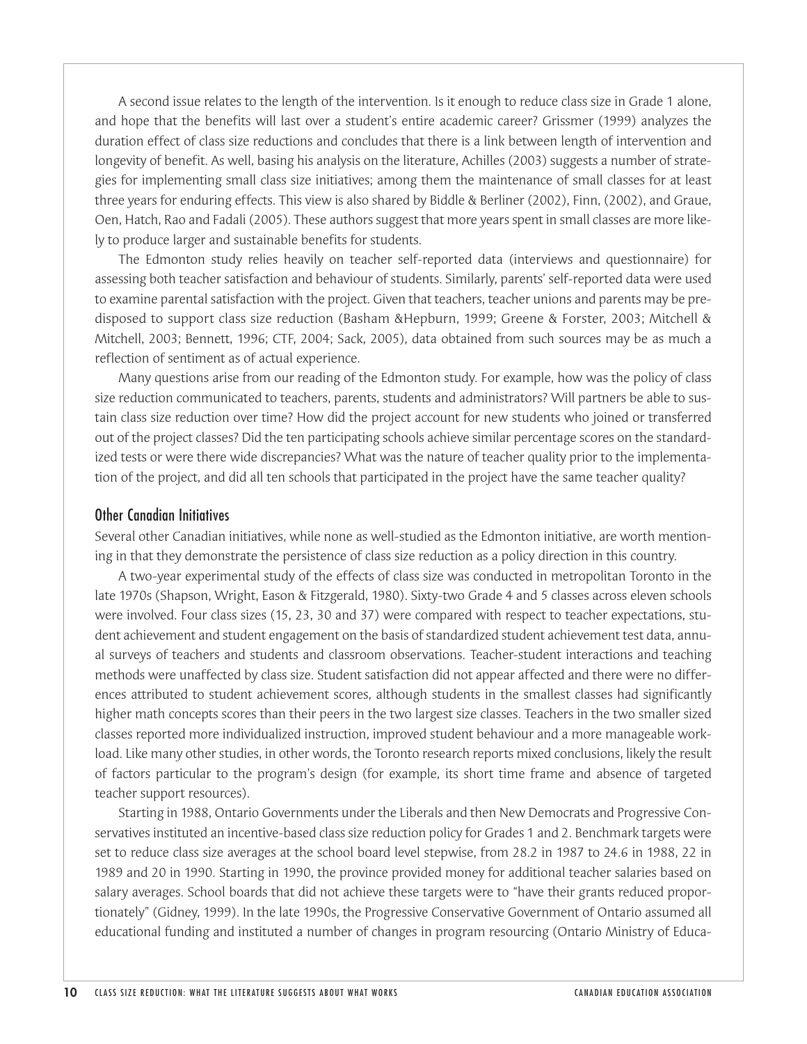A second issue relates to the length of the intervention. Is it enough to reduce class size in Grade 1 alone, and hope that the benefits will last over a student's entire academic career? Grissmer (1999) analyzes the duration effect of class size reductions and concludes that there is a link between length of intervention and longevity of benefit. As well, basing his analysis on the literature, Achilles (2003) suggests a number of strategies for implementing small class size initiatives; among them the maintenance of small classes for at least three years for enduring effects. This view is also shared by Biddle & Berliner (2002), Finn, (2002), and Graue, Oen, Hatch, Rao and Fadali (2005). These authors suggest that more years spent in small classes are more likely to produce larger and sustainable benefits for students.

The Edmonton study relies heavily on teacher self-reported data (interviews and questionnaire) for assessing both teacher satisfaction and behaviour of students. Similarly, parents' self-reported data were used to examine parental satisfaction with the project. Given that teachers, teacher unions and parents may be predisposed to support class size reduction (Basham &Hepburn, 1999; Greene & Forster, 2003; Mitchell & Mitchell, 2003; Bennett, 1996; CTF, 2004; Sack, 2005), data obtained from such sources may be as much a reflection of sentiment as of actual experience.

Many questions arise from our reading of the Edmonton study. For example, how was the policy of class size reduction communicated to teachers, parents, students and administrators? Will partners be able to sustain class size reduction over time? How did the project account for new students who joined or transferred out of the project classes? Did the ten participating schools achieve similar percentage scores on the standardized tests or were there wide discrepancies? What was the nature of teacher quality prior to the implementation of the project, and did all ten schools that participated in the project have the same teacher quality?

## Other Canadian Initiatives

Several other Canadian initiatives, while none as well-studied as the Edmonton initiative, are worth mentioning in that they demonstrate the persistence of class size reduction as a policy direction in this country.

A two-year experimental study of the effects of class size was conducted in metropolitan Toronto in the late 1970s (Shapson, Wright, Eason & Fitzgerald, 1980). Sixty-two Grade 4 and 5 classes across eleven schools were involved. Four class sizes (15, 23, 30 and 37) were compared with respect to teacher expectations, student achievement and student engagement on the basis of standardized student achievement test data, annual surveys of teachers and students and classroom observations. Teacher-student interactions and teaching methods were unaffected by class size. Student satisfaction did not appear affected and there were no differences attributed to student achievement scores, although students in the smallest classes had significantly higher math concepts scores than their peers in the two largest size classes. Teachers in the two smaller sized classes reported more individualized instruction, improved student behaviour and a more manageable workload. Like many other studies, in other words, the Toronto research reports mixed conclusions, likely the result of factors particular to the program's design (for example, its short time frame and absence of targeted teacher support resources).

Starting in 1988, Ontario Governments under the Liberals and then New Democrats and Progressive Conservatives instituted an incentive-based class size reduction policy for Grades 1 and 2. Benchmark targets were set to reduce class size averages at the school board level stepwise, from 28.2 in 1987 to 24.6 in 1988, 22 in 1989 and 20 in 1990. Starting in 1990, the province provided money for additional teacher salaries based on salary averages. School boards that did not achieve these targets were to "have their grants reduced proportionately" (Gidney, 1999). In the late 1990s, the Progressive Conservative Government of Ontario assumed all educational funding and instituted a number of changes in program resourcing (Ontario Ministry of Educa-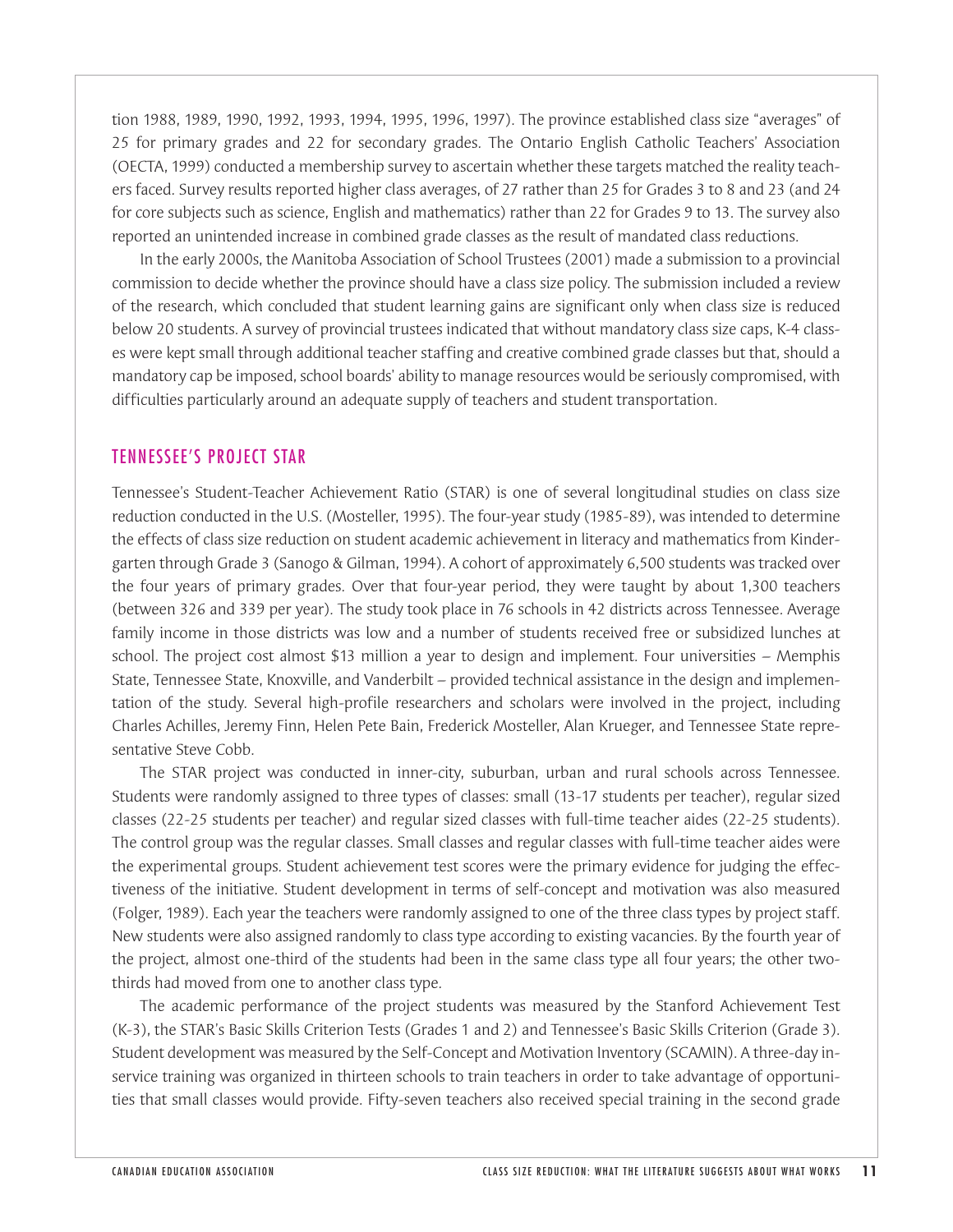tion 1988, 1989, 1990, 1992, 1993, 1994, 1995, 1996, 1997). The province established class size "averages" of 25 for primary grades and 22 for secondary grades. The Ontario English Catholic Teachers' Association (OECTA, 1999) conducted a membership survey to ascertain whether these targets matched the reality teachers faced. Survey results reported higher class averages, of 27 rather than 25 for Grades 3 to 8 and 23 (and 24 for core subjects such as science, English and mathematics) rather than 22 for Grades 9 to 13. The survey also reported an unintended increase in combined grade classes as the result of mandated class reductions.

In the early 2000s, the Manitoba Association of School Trustees (2001) made a submission to a provincial commission to decide whether the province should have a class size policy. The submission included a review of the research, which concluded that student learning gains are significant only when class size is reduced below 20 students. A survey of provincial trustees indicated that without mandatory class size caps, K-4 classes were kept small through additional teacher staffing and creative combined grade classes but that, should a mandatory cap be imposed, school boards' ability to manage resources would be seriously compromised, with difficulties particularly around an adequate supply of teachers and student transportation.

## TENNESSEE'S PROJECT STAR

Tennessee's Student-Teacher Achievement Ratio (STAR) is one of several longitudinal studies on class size reduction conducted in the U.S. (Mosteller, 1995). The four-year study (1985-89), was intended to determine the effects of class size reduction on student academic achievement in literacy and mathematics from Kindergarten through Grade 3 (Sanogo & Gilman, 1994). A cohort of approximately 6,500 students was tracked over the four years of primary grades. Over that four-year period, they were taught by about 1,300 teachers (between 326 and 339 per year). The study took place in 76 schools in 42 districts across Tennessee. Average family income in those districts was low and a number of students received free or subsidized lunches at school. The project cost almost $13 million a year to design and implement. Four universities – Memphis State, Tennessee State, Knoxville, and Vanderbilt – provided technical assistance in the design and implementation of the study. Several high-profile researchers and scholars were involved in the project, including Charles Achilles, Jeremy Finn, Helen Pete Bain, Frederick Mosteller, Alan Krueger, and Tennessee State representative Steve Cobb.

The STAR project was conducted in inner-city, suburban, urban and rural schools across Tennessee. Students were randomly assigned to three types of classes: small (13-17 students per teacher), regular sized classes (22-25 students per teacher) and regular sized classes with full-time teacher aides (22-25 students). The control group was the regular classes. Small classes and regular classes with full-time teacher aides were the experimental groups. Student achievement test scores were the primary evidence for judging the effectiveness of the initiative. Student development in terms of self-concept and motivation was also measured (Folger, 1989). Each year the teachers were randomly assigned to one of the three class types by project staff. New students were also assigned randomly to class type according to existing vacancies. By the fourth year of the project, almost one-third of the students had been in the same class type all four years; the other two-thirds had moved from one to another class type.

The academic performance of the project students was measured by the Stanford Achievement Test (K-3), the STAR's Basic Skills Criterion Tests (Grades 1 and 2) and Tennessee's Basic Skills Criterion (Grade 3). Student development was measured by the Self-Concept and Motivation Inventory (SCAMIN). A three-day in-service training was organized in thirteen schools to train teachers in order to take advantage of opportunities that small classes would provide. Fifty-seven teachers also received special training in the second grade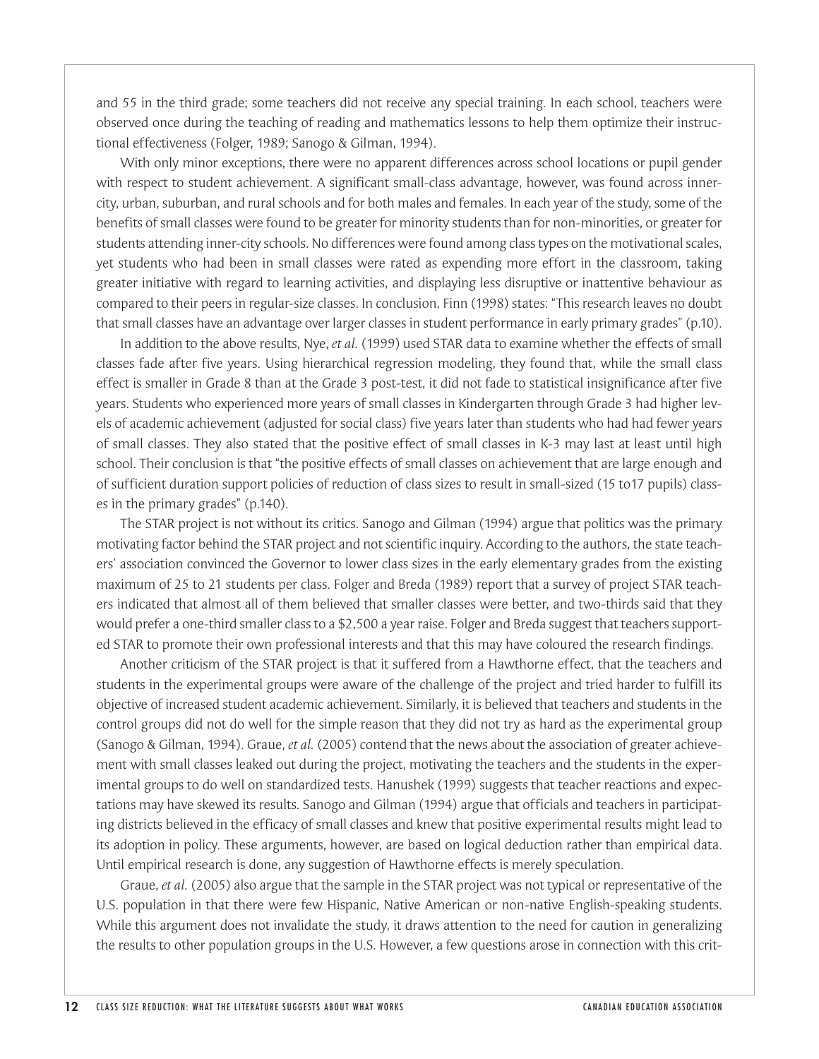and 55 in the third grade; some teachers did not receive any special training. In each school, teachers were observed once during the teaching of reading and mathematics lessons to help them optimize their instructional effectiveness (Folger, 1989; Sanogo & Gilman, 1994).

With only minor exceptions, there were no apparent differences across school locations or pupil gender with respect to student achievement. A significant small-class advantage, however, was found across inner-city, urban, suburban, and rural schools and for both males and females. In each year of the study, some of the benefits of small classes were found to be greater for minority students than for non-minorities, or greater for students attending inner-city schools. No differences were found among class types on the motivational scales, yet students who had been in small classes were rated as expending more effort in the classroom, taking greater initiative with regard to learning activities, and displaying less disruptive or inattentive behaviour as compared to their peers in regular-size classes. In conclusion, Finn (1998) states: "This research leaves no doubt that small classes have an advantage over larger classes in student performance in early primary grades" (p.10).

In addition to the above results, Nye, *et al.* (1999) used STAR data to examine whether the effects of small classes fade after five years. Using hierarchical regression modeling, they found that, while the small class effect is smaller in Grade 8 than at the Grade 3 post-test, it did not fade to statistical insignificance after five years. Students who experienced more years of small classes in Kindergarten through Grade 3 had higher levels of academic achievement (adjusted for social class) five years later than students who had had fewer years of small classes. They also stated that the positive effect of small classes in K-3 may last at least until high school. Their conclusion is that "the positive effects of small classes on achievement that are large enough and of sufficient duration support policies of reduction of class sizes to result in small-sized (15 to17 pupils) classes in the primary grades" (p.140).

The STAR project is not without its critics. Sanogo and Gilman (1994) argue that politics was the primary motivating factor behind the STAR project and not scientific inquiry. According to the authors, the state teachers' association convinced the Governor to lower class sizes in the early elementary grades from the existing maximum of 25 to 21 students per class. Folger and Breda (1989) report that a survey of project STAR teachers indicated that almost all of them believed that smaller classes were better, and two-thirds said that they would prefer a one-third smaller class to a $2,500 a year raise. Folger and Breda suggest that teachers supported STAR to promote their own professional interests and that this may have coloured the research findings.

Another criticism of the STAR project is that it suffered from a Hawthorne effect, that the teachers and students in the experimental groups were aware of the challenge of the project and tried harder to fulfill its objective of increased student academic achievement. Similarly, it is believed that teachers and students in the control groups did not do well for the simple reason that they did not try as hard as the experimental group (Sanogo & Gilman, 1994). Graue, *et al.* (2005) contend that the news about the association of greater achievement with small classes leaked out during the project, motivating the teachers and the students in the experimental groups to do well on standardized tests. Hanushek (1999) suggests that teacher reactions and expectations may have skewed its results. Sanogo and Gilman (1994) argue that officials and teachers in participating districts believed in the efficacy of small classes and knew that positive experimental results might lead to its adoption in policy. These arguments, however, are based on logical deduction rather than empirical data. Until empirical research is done, any suggestion of Hawthorne effects is merely speculation.

Graue, *et al.* (2005) also argue that the sample in the STAR project was not typical or representative of the U.S. population in that there were few Hispanic, Native American or non-native English-speaking students. While this argument does not invalidate the study, it draws attention to the need for caution in generalizing the results to other population groups in the U.S. However, a few questions arose in connection with this crit-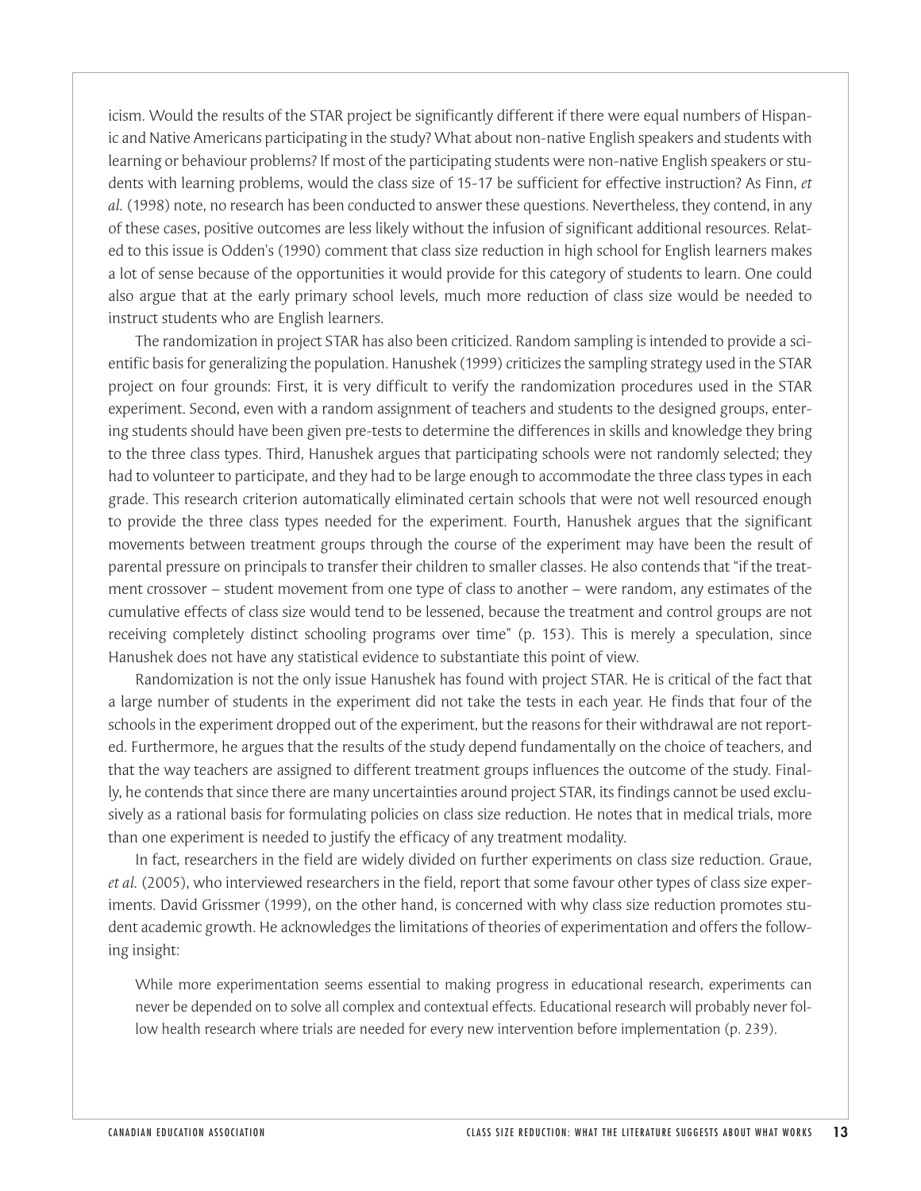icism. Would the results of the STAR project be significantly different if there were equal numbers of Hispanic and Native Americans participating in the study? What about non-native English speakers and students with learning or behaviour problems? If most of the participating students were non-native English speakers or students with learning problems, would the class size of 15-17 be sufficient for effective instruction? As Finn, *et al.* (1998) note, no research has been conducted to answer these questions. Nevertheless, they contend, in any of these cases, positive outcomes are less likely without the infusion of significant additional resources. Related to this issue is Odden's (1990) comment that class size reduction in high school for English learners makes a lot of sense because of the opportunities it would provide for this category of students to learn. One could also argue that at the early primary school levels, much more reduction of class size would be needed to instruct students who are English learners.

The randomization in project STAR has also been criticized. Random sampling is intended to provide a scientific basis for generalizing the population. Hanushek (1999) criticizes the sampling strategy used in the STAR project on four grounds: First, it is very difficult to verify the randomization procedures used in the STAR experiment. Second, even with a random assignment of teachers and students to the designed groups, entering students should have been given pre-tests to determine the differences in skills and knowledge they bring to the three class types. Third, Hanushek argues that participating schools were not randomly selected; they had to volunteer to participate, and they had to be large enough to accommodate the three class types in each grade. This research criterion automatically eliminated certain schools that were not well resourced enough to provide the three class types needed for the experiment. Fourth, Hanushek argues that the significant movements between treatment groups through the course of the experiment may have been the result of parental pressure on principals to transfer their children to smaller classes. He also contends that "if the treatment crossover – student movement from one type of class to another – were random, any estimates of the cumulative effects of class size would tend to be lessened, because the treatment and control groups are not receiving completely distinct schooling programs over time" (p. 153). This is merely a speculation, since Hanushek does not have any statistical evidence to substantiate this point of view.

Randomization is not the only issue Hanushek has found with project STAR. He is critical of the fact that a large number of students in the experiment did not take the tests in each year. He finds that four of the schools in the experiment dropped out of the experiment, but the reasons for their withdrawal are not reported. Furthermore, he argues that the results of the study depend fundamentally on the choice of teachers, and that the way teachers are assigned to different treatment groups influences the outcome of the study. Finally, he contends that since there are many uncertainties around project STAR, its findings cannot be used exclusively as a rational basis for formulating policies on class size reduction. He notes that in medical trials, more than one experiment is needed to justify the efficacy of any treatment modality.

In fact, researchers in the field are widely divided on further experiments on class size reduction. Graue, *et al.* (2005), who interviewed researchers in the field, report that some favour other types of class size experiments. David Grissmer (1999), on the other hand, is concerned with why class size reduction promotes student academic growth. He acknowledges the limitations of theories of experimentation and offers the following insight:

> While more experimentation seems essential to making progress in educational research, experiments can never be depended on to solve all complex and contextual effects. Educational research will probably never follow health research where trials are needed for every new intervention before implementation (p. 239).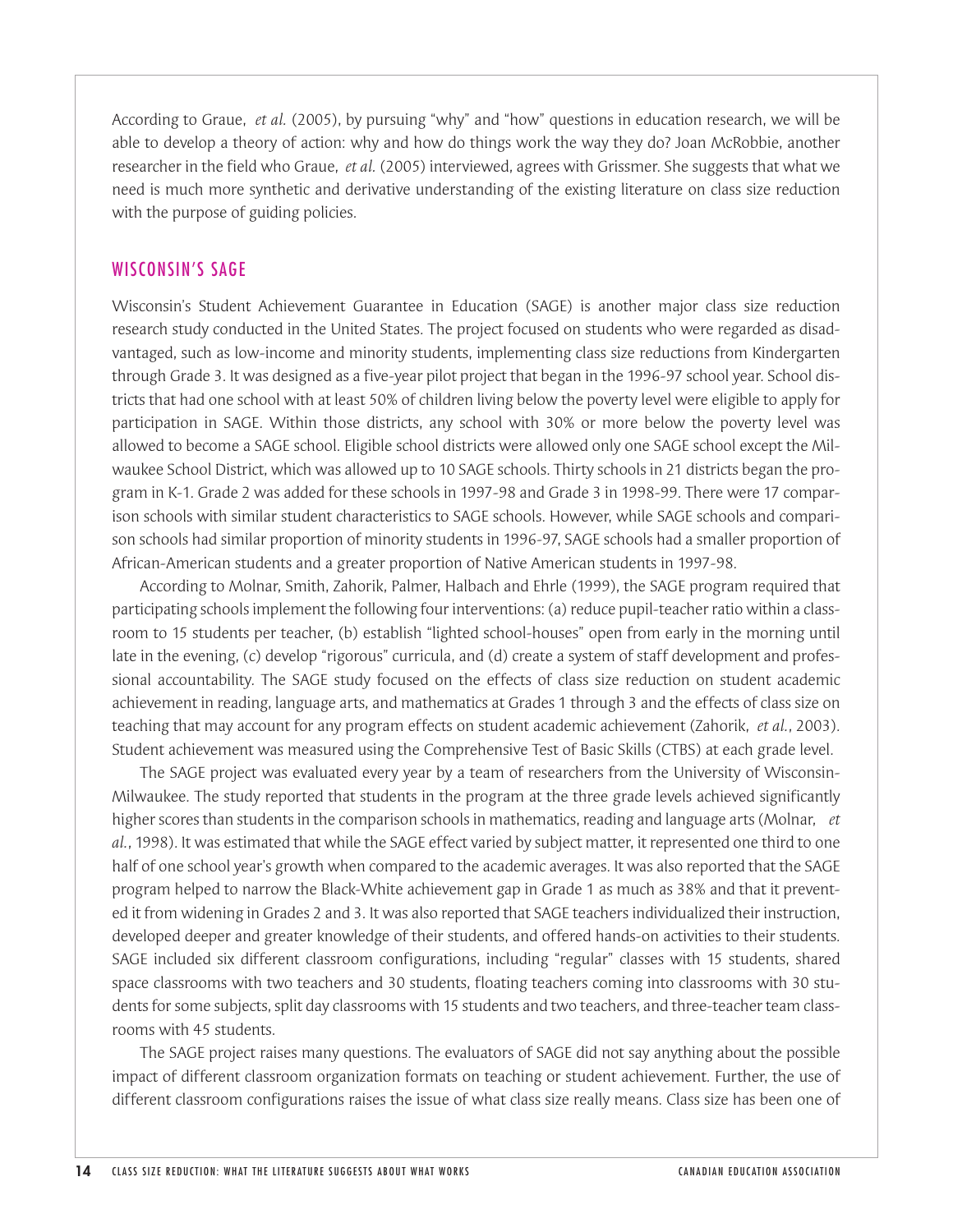According to Graue, *et al.* (2005), by pursuing "why" and "how" questions in education research, we will be able to develop a theory of action: why and how do things work the way they do? Joan McRobbie, another researcher in the field who Graue, *et al.* (2005) interviewed, agrees with Grissmer. She suggests that what we need is much more synthetic and derivative understanding of the existing literature on class size reduction with the purpose of guiding policies.

## WISCONSIN'S SAGE

Wisconsin's Student Achievement Guarantee in Education (SAGE) is another major class size reduction research study conducted in the United States. The project focused on students who were regarded as disadvantaged, such as low-income and minority students, implementing class size reductions from Kindergarten through Grade 3. It was designed as a five-year pilot project that began in the 1996-97 school year. School districts that had one school with at least 50% of children living below the poverty level were eligible to apply for participation in SAGE. Within those districts, any school with 30% or more below the poverty level was allowed to become a SAGE school. Eligible school districts were allowed only one SAGE school except the Milwaukee School District, which was allowed up to 10 SAGE schools. Thirty schools in 21 districts began the program in K-1. Grade 2 was added for these schools in 1997-98 and Grade 3 in 1998-99. There were 17 comparison schools with similar student characteristics to SAGE schools. However, while SAGE schools and comparison schools had similar proportion of minority students in 1996-97, SAGE schools had a smaller proportion of African-American students and a greater proportion of Native American students in 1997-98.

According to Molnar, Smith, Zahorik, Palmer, Halbach and Ehrle (1999), the SAGE program required that participating schools implement the following four interventions: (a) reduce pupil-teacher ratio within a classroom to 15 students per teacher, (b) establish "lighted school-houses" open from early in the morning until late in the evening, (c) develop "rigorous" curricula, and (d) create a system of staff development and professional accountability. The SAGE study focused on the effects of class size reduction on student academic achievement in reading, language arts, and mathematics at Grades 1 through 3 and the effects of class size on teaching that may account for any program effects on student academic achievement (Zahorik, *et al.*, 2003). Student achievement was measured using the Comprehensive Test of Basic Skills (CTBS) at each grade level.

The SAGE project was evaluated every year by a team of researchers from the University of Wisconsin-Milwaukee. The study reported that students in the program at the three grade levels achieved significantly higher scores than students in the comparison schools in mathematics, reading and language arts (Molnar, *et al.*, 1998). It was estimated that while the SAGE effect varied by subject matter, it represented one third to one half of one school year's growth when compared to the academic averages. It was also reported that the SAGE program helped to narrow the Black-White achievement gap in Grade 1 as much as 38% and that it prevented it from widening in Grades 2 and 3. It was also reported that SAGE teachers individualized their instruction, developed deeper and greater knowledge of their students, and offered hands-on activities to their students. SAGE included six different classroom configurations, including "regular" classes with 15 students, shared space classrooms with two teachers and 30 students, floating teachers coming into classrooms with 30 students for some subjects, split day classrooms with 15 students and two teachers, and three-teacher team classrooms with 45 students.

The SAGE project raises many questions. The evaluators of SAGE did not say anything about the possible impact of different classroom organization formats on teaching or student achievement. Further, the use of different classroom configurations raises the issue of what class size really means. Class size has been one of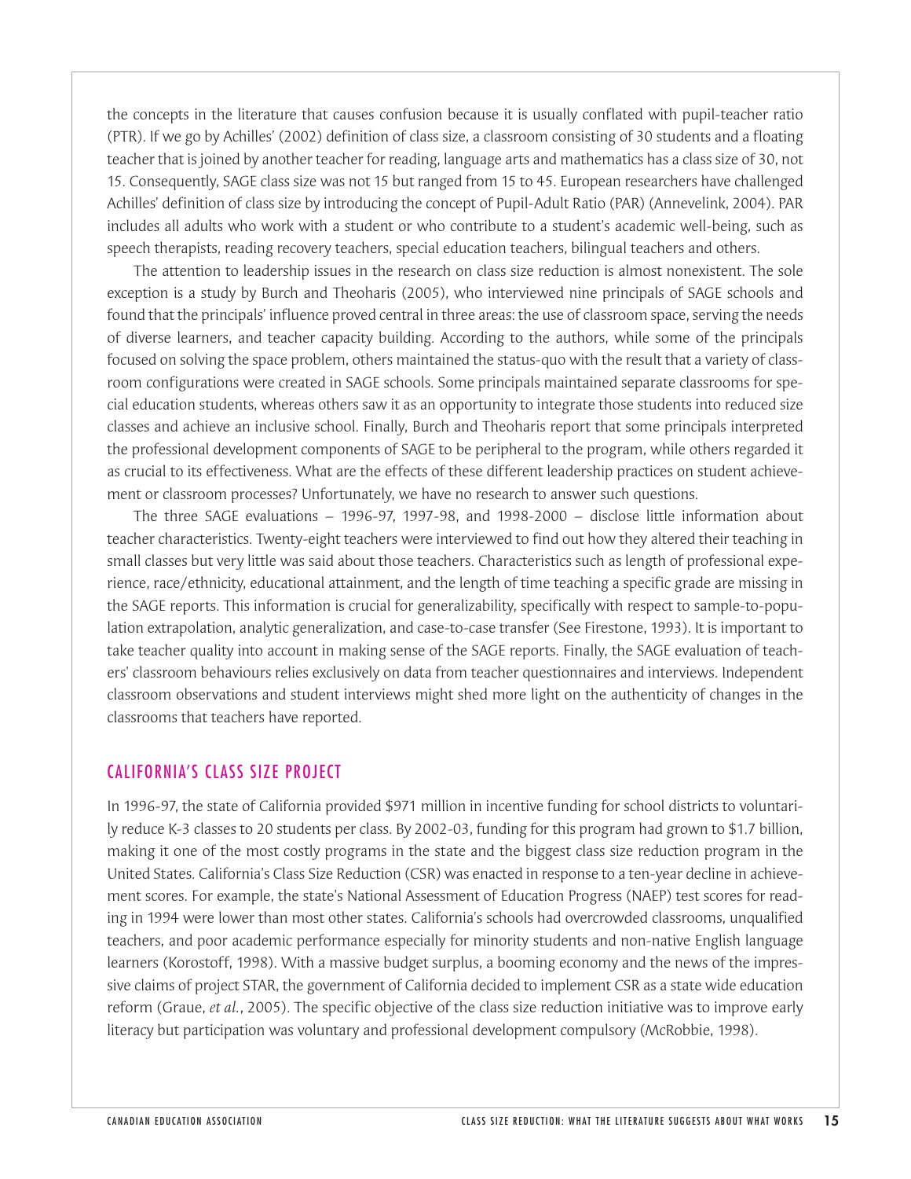the concepts in the literature that causes confusion because it is usually conflated with pupil-teacher ratio (PTR). If we go by Achilles' (2002) definition of class size, a classroom consisting of 30 students and a floating teacher that is joined by another teacher for reading, language arts and mathematics has a class size of 30, not 15. Consequently, SAGE class size was not 15 but ranged from 15 to 45. European researchers have challenged Achilles' definition of class size by introducing the concept of Pupil-Adult Ratio (PAR) (Annevelink, 2004). PAR includes all adults who work with a student or who contribute to a student's academic well-being, such as speech therapists, reading recovery teachers, special education teachers, bilingual teachers and others.

The attention to leadership issues in the research on class size reduction is almost nonexistent. The sole exception is a study by Burch and Theoharis (2005), who interviewed nine principals of SAGE schools and found that the principals' influence proved central in three areas: the use of classroom space, serving the needs of diverse learners, and teacher capacity building. According to the authors, while some of the principals focused on solving the space problem, others maintained the status-quo with the result that a variety of classroom configurations were created in SAGE schools. Some principals maintained separate classrooms for special education students, whereas others saw it as an opportunity to integrate those students into reduced size classes and achieve an inclusive school. Finally, Burch and Theoharis report that some principals interpreted the professional development components of SAGE to be peripheral to the program, while others regarded it as crucial to its effectiveness. What are the effects of these different leadership practices on student achievement or classroom processes? Unfortunately, we have no research to answer such questions.

The three SAGE evaluations – 1996-97, 1997-98, and 1998-2000 – disclose little information about teacher characteristics. Twenty-eight teachers were interviewed to find out how they altered their teaching in small classes but very little was said about those teachers. Characteristics such as length of professional experience, race/ethnicity, educational attainment, and the length of time teaching a specific grade are missing in the SAGE reports. This information is crucial for generalizability, specifically with respect to sample-to-population extrapolation, analytic generalization, and case-to-case transfer (See Firestone, 1993). It is important to take teacher quality into account in making sense of the SAGE reports. Finally, the SAGE evaluation of teachers' classroom behaviours relies exclusively on data from teacher questionnaires and interviews. Independent classroom observations and student interviews might shed more light on the authenticity of changes in the classrooms that teachers have reported.

## CALIFORNIA'S CLASS SIZE PROJECT

In 1996-97, the state of California provided $971 million in incentive funding for school districts to voluntarily reduce K-3 classes to 20 students per class. By 2002-03, funding for this program had grown to $1.7 billion, making it one of the most costly programs in the state and the biggest class size reduction program in the United States. California's Class Size Reduction (CSR) was enacted in response to a ten-year decline in achievement scores. For example, the state's National Assessment of Education Progress (NAEP) test scores for reading in 1994 were lower than most other states. California's schools had overcrowded classrooms, unqualified teachers, and poor academic performance especially for minority students and non-native English language learners (Korostoff, 1998). With a massive budget surplus, a booming economy and the news of the impressive claims of project STAR, the government of California decided to implement CSR as a state wide education reform (Graue, *et al.*, 2005). The specific objective of the class size reduction initiative was to improve early literacy but participation was voluntary and professional development compulsory (McRobbie, 1998).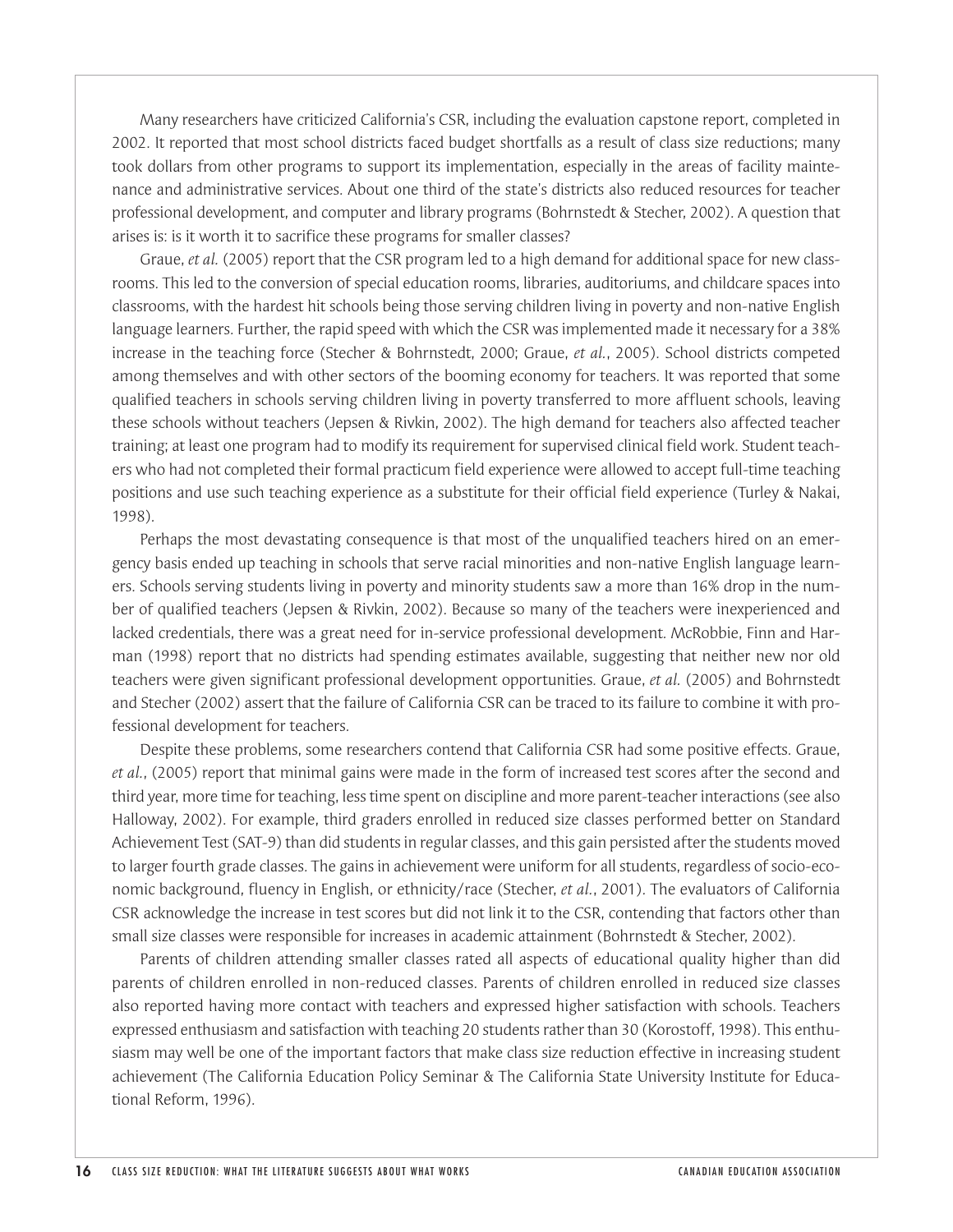Many researchers have criticized California's CSR, including the evaluation capstone report, completed in 2002. It reported that most school districts faced budget shortfalls as a result of class size reductions; many took dollars from other programs to support its implementation, especially in the areas of facility maintenance and administrative services. About one third of the state's districts also reduced resources for teacher professional development, and computer and library programs (Bohrnstedt & Stecher, 2002). A question that arises is: is it worth it to sacrifice these programs for smaller classes?

Graue, *et al.* (2005) report that the CSR program led to a high demand for additional space for new classrooms. This led to the conversion of special education rooms, libraries, auditoriums, and childcare spaces into classrooms, with the hardest hit schools being those serving children living in poverty and non-native English language learners. Further, the rapid speed with which the CSR was implemented made it necessary for a 38% increase in the teaching force (Stecher & Bohrnstedt, 2000; Graue, *et al.*, 2005). School districts competed among themselves and with other sectors of the booming economy for teachers. It was reported that some qualified teachers in schools serving children living in poverty transferred to more affluent schools, leaving these schools without teachers (Jepsen & Rivkin, 2002). The high demand for teachers also affected teacher training; at least one program had to modify its requirement for supervised clinical field work. Student teachers who had not completed their formal practicum field experience were allowed to accept full-time teaching positions and use such teaching experience as a substitute for their official field experience (Turley & Nakai, 1998).

Perhaps the most devastating consequence is that most of the unqualified teachers hired on an emergency basis ended up teaching in schools that serve racial minorities and non-native English language learners. Schools serving students living in poverty and minority students saw a more than 16% drop in the number of qualified teachers (Jepsen & Rivkin, 2002). Because so many of the teachers were inexperienced and lacked credentials, there was a great need for in-service professional development. McRobbie, Finn and Harman (1998) report that no districts had spending estimates available, suggesting that neither new nor old teachers were given significant professional development opportunities. Graue, *et al.* (2005) and Bohrnstedt and Stecher (2002) assert that the failure of California CSR can be traced to its failure to combine it with professional development for teachers.

Despite these problems, some researchers contend that California CSR had some positive effects. Graue, *et al.*, (2005) report that minimal gains were made in the form of increased test scores after the second and third year, more time for teaching, less time spent on discipline and more parent-teacher interactions (see also Halloway, 2002). For example, third graders enrolled in reduced size classes performed better on Standard Achievement Test (SAT-9) than did students in regular classes, and this gain persisted after the students moved to larger fourth grade classes. The gains in achievement were uniform for all students, regardless of socio-economic background, fluency in English, or ethnicity/race (Stecher, *et al.*, 2001). The evaluators of California CSR acknowledge the increase in test scores but did not link it to the CSR, contending that factors other than small size classes were responsible for increases in academic attainment (Bohrnstedt & Stecher, 2002).

Parents of children attending smaller classes rated all aspects of educational quality higher than did parents of children enrolled in non-reduced classes. Parents of children enrolled in reduced size classes also reported having more contact with teachers and expressed higher satisfaction with schools. Teachers expressed enthusiasm and satisfaction with teaching 20 students rather than 30 (Korostoff, 1998). This enthusiasm may well be one of the important factors that make class size reduction effective in increasing student achievement (The California Education Policy Seminar & The California State University Institute for Educational Reform, 1996).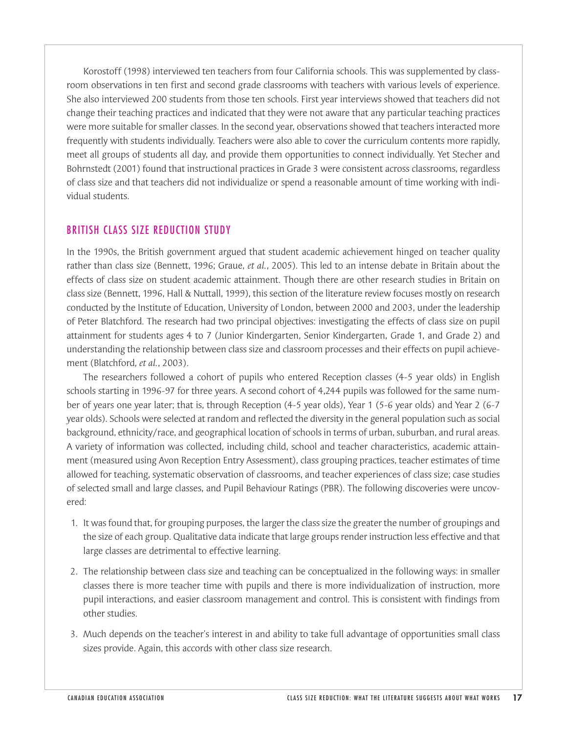Korostoff (1998) interviewed ten teachers from four California schools. This was supplemented by classroom observations in ten first and second grade classrooms with teachers with various levels of experience. She also interviewed 200 students from those ten schools. First year interviews showed that teachers did not change their teaching practices and indicated that they were not aware that any particular teaching practices were more suitable for smaller classes. In the second year, observations showed that teachers interacted more frequently with students individually. Teachers were also able to cover the curriculum contents more rapidly, meet all groups of students all day, and provide them opportunities to connect individually. Yet Stecher and Bohrnstedt (2001) found that instructional practices in Grade 3 were consistent across classrooms, regardless of class size and that teachers did not individualize or spend a reasonable amount of time working with individual students.

## BRITISH CLASS SIZE REDUCTION STUDY

In the 1990s, the British government argued that student academic achievement hinged on teacher quality rather than class size (Bennett, 1996; Graue, *et al.*, 2005). This led to an intense debate in Britain about the effects of class size on student academic attainment. Though there are other research studies in Britain on class size (Bennett, 1996, Hall & Nuttall, 1999), this section of the literature review focuses mostly on research conducted by the Institute of Education, University of London, between 2000 and 2003, under the leadership of Peter Blatchford. The research had two principal objectives: investigating the effects of class size on pupil attainment for students ages 4 to 7 (Junior Kindergarten, Senior Kindergarten, Grade 1, and Grade 2) and understanding the relationship between class size and classroom processes and their effects on pupil achievement (Blatchford, *et al.*, 2003).

The researchers followed a cohort of pupils who entered Reception classes (4-5 year olds) in English schools starting in 1996-97 for three years. A second cohort of 4,244 pupils was followed for the same number of years one year later; that is, through Reception (4-5 year olds), Year 1 (5-6 year olds) and Year 2 (6-7 year olds). Schools were selected at random and reflected the diversity in the general population such as social background, ethnicity/race, and geographical location of schools in terms of urban, suburban, and rural areas. A variety of information was collected, including child, school and teacher characteristics, academic attainment (measured using Avon Reception Entry Assessment), class grouping practices, teacher estimates of time allowed for teaching, systematic observation of classrooms, and teacher experiences of class size; case studies of selected small and large classes, and Pupil Behaviour Ratings (PBR). The following discoveries were uncovered:

1. It was found that, for grouping purposes, the larger the class size the greater the number of groupings and the size of each group. Qualitative data indicate that large groups render instruction less effective and that large classes are detrimental to effective learning.

2. The relationship between class size and teaching can be conceptualized in the following ways: in smaller classes there is more teacher time with pupils and there is more individualization of instruction, more pupil interactions, and easier classroom management and control. This is consistent with findings from other studies.

3. Much depends on the teacher's interest in and ability to take full advantage of opportunities small class sizes provide. Again, this accords with other class size research.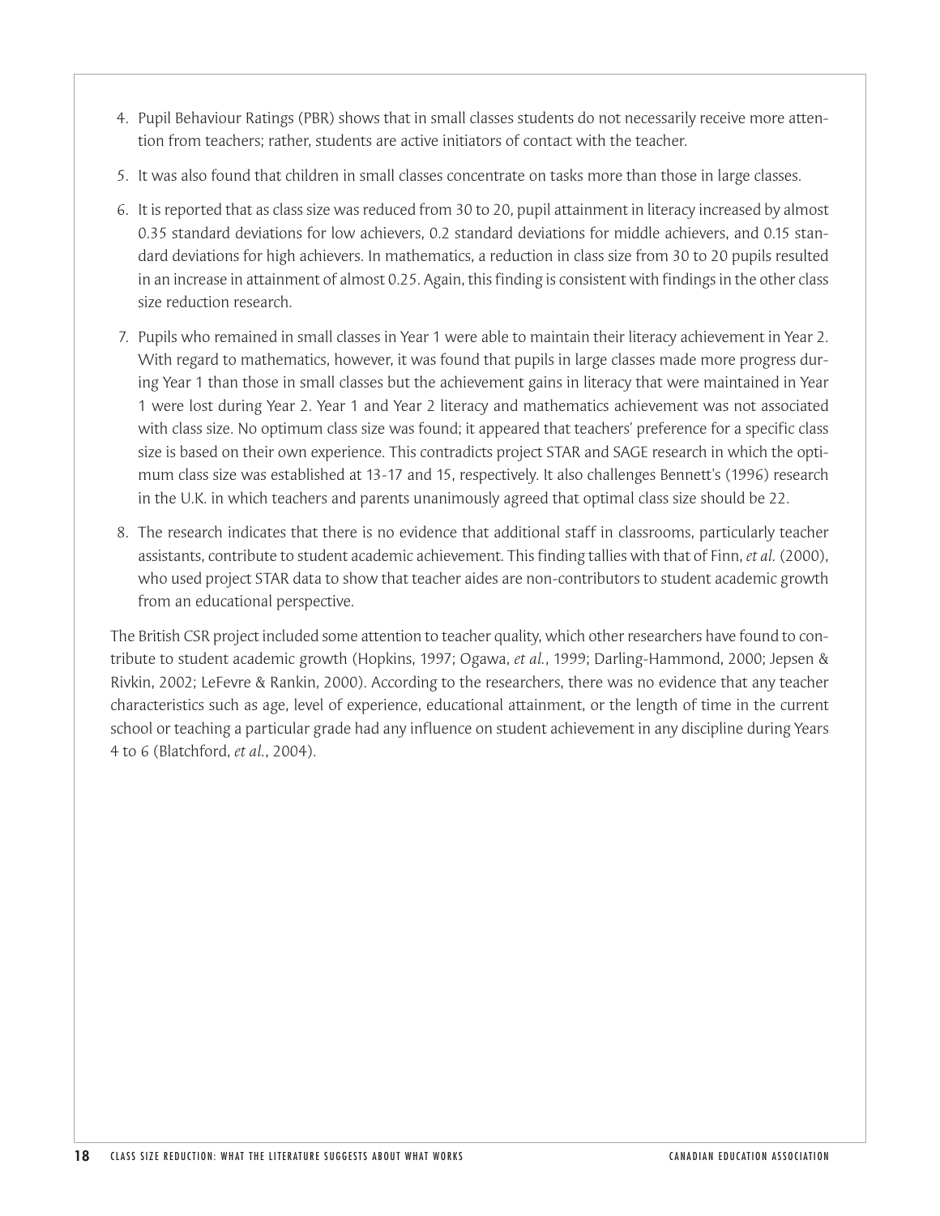4. Pupil Behaviour Ratings (PBR) shows that in small classes students do not necessarily receive more attention from teachers; rather, students are active initiators of contact with the teacher.

5. It was also found that children in small classes concentrate on tasks more than those in large classes.

6. It is reported that as class size was reduced from 30 to 20, pupil attainment in literacy increased by almost 0.35 standard deviations for low achievers, 0.2 standard deviations for middle achievers, and 0.15 standard deviations for high achievers. In mathematics, a reduction in class size from 30 to 20 pupils resulted in an increase in attainment of almost 0.25. Again, this finding is consistent with findings in the other class size reduction research.

7. Pupils who remained in small classes in Year 1 were able to maintain their literacy achievement in Year 2. With regard to mathematics, however, it was found that pupils in large classes made more progress during Year 1 than those in small classes but the achievement gains in literacy that were maintained in Year 1 were lost during Year 2. Year 1 and Year 2 literacy and mathematics achievement was not associated with class size. No optimum class size was found; it appeared that teachers' preference for a specific class size is based on their own experience. This contradicts project STAR and SAGE research in which the optimum class size was established at 13-17 and 15, respectively. It also challenges Bennett's (1996) research in the U.K. in which teachers and parents unanimously agreed that optimal class size should be 22.

8. The research indicates that there is no evidence that additional staff in classrooms, particularly teacher assistants, contribute to student academic achievement. This finding tallies with that of Finn, *et al.* (2000), who used project STAR data to show that teacher aides are non-contributors to student academic growth from an educational perspective.

The British CSR project included some attention to teacher quality, which other researchers have found to contribute to student academic growth (Hopkins, 1997; Ogawa, *et al.*, 1999; Darling-Hammond, 2000; Jepsen & Rivkin, 2002; LeFevre & Rankin, 2000). According to the researchers, there was no evidence that any teacher characteristics such as age, level of experience, educational attainment, or the length of time in the current school or teaching a particular grade had any influence on student achievement in any discipline during Years 4 to 6 (Blatchford, *et al.*, 2004).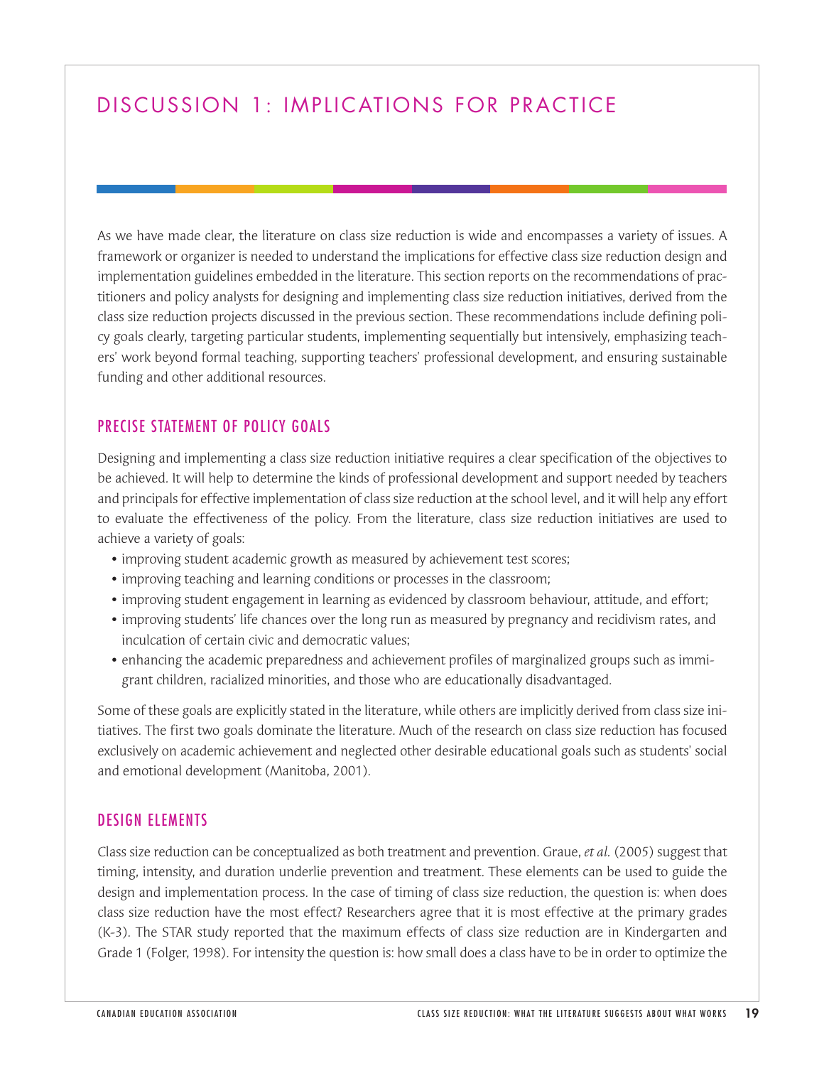# DISCUSSION 1: IMPLICATIONS FOR PRACTICE

As we have made clear, the literature on class size reduction is wide and encompasses a variety of issues. A framework or organizer is needed to understand the implications for effective class size reduction design and implementation guidelines embedded in the literature. This section reports on the recommendations of practitioners and policy analysts for designing and implementing class size reduction initiatives, derived from the class size reduction projects discussed in the previous section. These recommendations include defining policy goals clearly, targeting particular students, implementing sequentially but intensively, emphasizing teachers' work beyond formal teaching, supporting teachers' professional development, and ensuring sustainable funding and other additional resources.

## PRECISE STATEMENT OF POLICY GOALS

Designing and implementing a class size reduction initiative requires a clear specification of the objectives to be achieved. It will help to determine the kinds of professional development and support needed by teachers and principals for effective implementation of class size reduction at the school level, and it will help any effort to evaluate the effectiveness of the policy. From the literature, class size reduction initiatives are used to achieve a variety of goals:

- improving student academic growth as measured by achievement test scores;
- improving teaching and learning conditions or processes in the classroom;
- improving student engagement in learning as evidenced by classroom behaviour, attitude, and effort;
- improving students' life chances over the long run as measured by pregnancy and recidivism rates, and inculcation of certain civic and democratic values;
- enhancing the academic preparedness and achievement profiles of marginalized groups such as immigrant children, racialized minorities, and those who are educationally disadvantaged.

Some of these goals are explicitly stated in the literature, while others are implicitly derived from class size initiatives. The first two goals dominate the literature. Much of the research on class size reduction has focused exclusively on academic achievement and neglected other desirable educational goals such as students' social and emotional development (Manitoba, 2001).

## DESIGN ELEMENTS

Class size reduction can be conceptualized as both treatment and prevention. Graue, *et al.* (2005) suggest that timing, intensity, and duration underlie prevention and treatment. These elements can be used to guide the design and implementation process. In the case of timing of class size reduction, the question is: when does class size reduction have the most effect? Researchers agree that it is most effective at the primary grades (K-3). The STAR study reported that the maximum effects of class size reduction are in Kindergarten and Grade 1 (Folger, 1998). For intensity the question is: how small does a class have to be in order to optimize the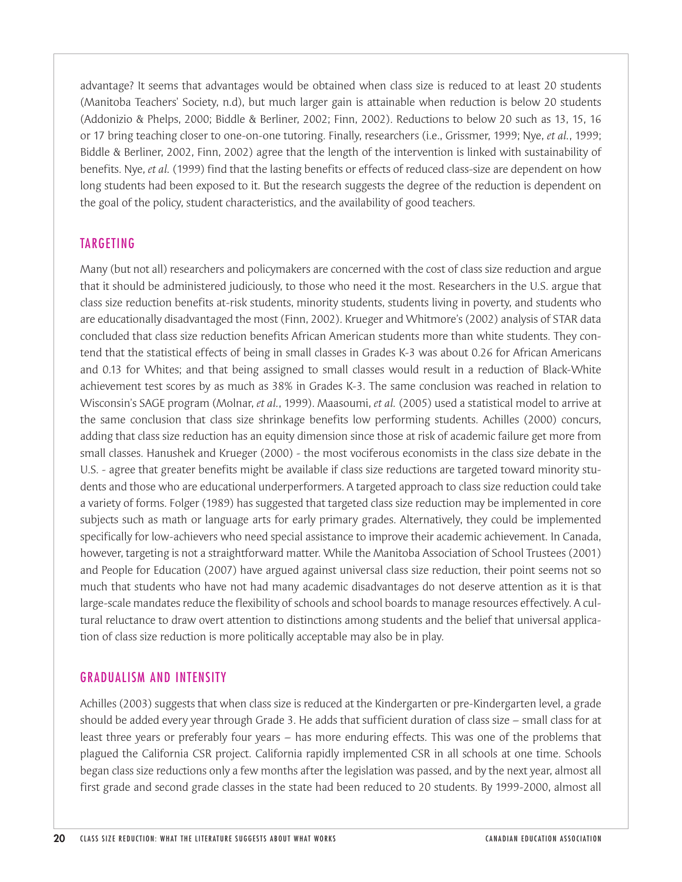advantage? It seems that advantages would be obtained when class size is reduced to at least 20 students (Manitoba Teachers' Society, n.d), but much larger gain is attainable when reduction is below 20 students (Addonizio & Phelps, 2000; Biddle & Berliner, 2002; Finn, 2002). Reductions to below 20 such as 13, 15, 16 or 17 bring teaching closer to one-on-one tutoring. Finally, researchers (i.e., Grissmer, 1999; Nye, *et al.*, 1999; Biddle & Berliner, 2002, Finn, 2002) agree that the length of the intervention is linked with sustainability of benefits. Nye, *et al.* (1999) find that the lasting benefits or effects of reduced class-size are dependent on how long students had been exposed to it. But the research suggests the degree of the reduction is dependent on the goal of the policy, student characteristics, and the availability of good teachers.

## TARGETING

Many (but not all) researchers and policymakers are concerned with the cost of class size reduction and argue that it should be administered judiciously, to those who need it the most. Researchers in the U.S. argue that class size reduction benefits at-risk students, minority students, students living in poverty, and students who are educationally disadvantaged the most (Finn, 2002). Krueger and Whitmore's (2002) analysis of STAR data concluded that class size reduction benefits African American students more than white students. They contend that the statistical effects of being in small classes in Grades K-3 was about 0.26 for African Americans and 0.13 for Whites; and that being assigned to small classes would result in a reduction of Black-White achievement test scores by as much as 38% in Grades K-3. The same conclusion was reached in relation to Wisconsin's SAGE program (Molnar, *et al.*, 1999). Maasoumi, *et al.* (2005) used a statistical model to arrive at the same conclusion that class size shrinkage benefits low performing students. Achilles (2000) concurs, adding that class size reduction has an equity dimension since those at risk of academic failure get more from small classes. Hanushek and Krueger (2000) - the most vociferous economists in the class size debate in the U.S. - agree that greater benefits might be available if class size reductions are targeted toward minority students and those who are educational underperformers. A targeted approach to class size reduction could take a variety of forms. Folger (1989) has suggested that targeted class size reduction may be implemented in core subjects such as math or language arts for early primary grades. Alternatively, they could be implemented specifically for low-achievers who need special assistance to improve their academic achievement. In Canada, however, targeting is not a straightforward matter. While the Manitoba Association of School Trustees (2001) and People for Education (2007) have argued against universal class size reduction, their point seems not so much that students who have not had many academic disadvantages do not deserve attention as it is that large-scale mandates reduce the flexibility of schools and school boards to manage resources effectively. A cultural reluctance to draw overt attention to distinctions among students and the belief that universal application of class size reduction is more politically acceptable may also be in play.

## GRADUALISM AND INTENSITY

Achilles (2003) suggests that when class size is reduced at the Kindergarten or pre-Kindergarten level, a grade should be added every year through Grade 3. He adds that sufficient duration of class size – small class for at least three years or preferably four years – has more enduring effects. This was one of the problems that plagued the California CSR project. California rapidly implemented CSR in all schools at one time. Schools began class size reductions only a few months after the legislation was passed, and by the next year, almost all first grade and second grade classes in the state had been reduced to 20 students. By 1999-2000, almost all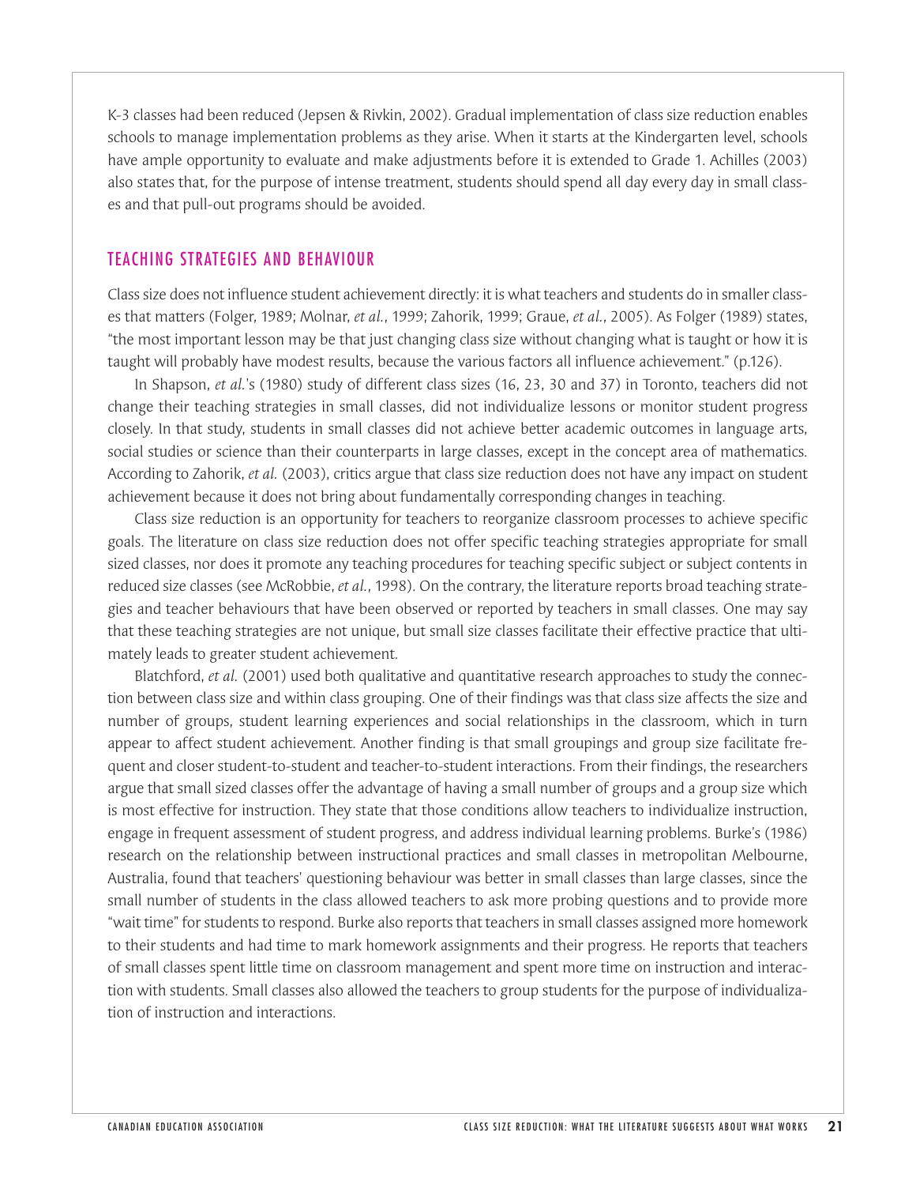K-3 classes had been reduced (Jepsen & Rivkin, 2002). Gradual implementation of class size reduction enables schools to manage implementation problems as they arise. When it starts at the Kindergarten level, schools have ample opportunity to evaluate and make adjustments before it is extended to Grade 1. Achilles (2003) also states that, for the purpose of intense treatment, students should spend all day every day in small classes and that pull-out programs should be avoided.

## TEACHING STRATEGIES AND BEHAVIOUR

Class size does not influence student achievement directly: it is what teachers and students do in smaller classes that matters (Folger, 1989; Molnar, *et al.*, 1999; Zahorik, 1999; Graue, *et al.*, 2005). As Folger (1989) states, "the most important lesson may be that just changing class size without changing what is taught or how it is taught will probably have modest results, because the various factors all influence achievement." (p.126).

In Shapson, *et al.*'s (1980) study of different class sizes (16, 23, 30 and 37) in Toronto, teachers did not change their teaching strategies in small classes, did not individualize lessons or monitor student progress closely. In that study, students in small classes did not achieve better academic outcomes in language arts, social studies or science than their counterparts in large classes, except in the concept area of mathematics. According to Zahorik, *et al.* (2003), critics argue that class size reduction does not have any impact on student achievement because it does not bring about fundamentally corresponding changes in teaching.

Class size reduction is an opportunity for teachers to reorganize classroom processes to achieve specific goals. The literature on class size reduction does not offer specific teaching strategies appropriate for small sized classes, nor does it promote any teaching procedures for teaching specific subject or subject contents in reduced size classes (see McRobbie, *et al.*, 1998). On the contrary, the literature reports broad teaching strategies and teacher behaviours that have been observed or reported by teachers in small classes. One may say that these teaching strategies are not unique, but small size classes facilitate their effective practice that ultimately leads to greater student achievement.

Blatchford, *et al.* (2001) used both qualitative and quantitative research approaches to study the connection between class size and within class grouping. One of their findings was that class size affects the size and number of groups, student learning experiences and social relationships in the classroom, which in turn appear to affect student achievement. Another finding is that small groupings and group size facilitate frequent and closer student-to-student and teacher-to-student interactions. From their findings, the researchers argue that small sized classes offer the advantage of having a small number of groups and a group size which is most effective for instruction. They state that those conditions allow teachers to individualize instruction, engage in frequent assessment of student progress, and address individual learning problems. Burke's (1986) research on the relationship between instructional practices and small classes in metropolitan Melbourne, Australia, found that teachers' questioning behaviour was better in small classes than large classes, since the small number of students in the class allowed teachers to ask more probing questions and to provide more "wait time" for students to respond. Burke also reports that teachers in small classes assigned more homework to their students and had time to mark homework assignments and their progress. He reports that teachers of small classes spent little time on classroom management and spent more time on instruction and interaction with students. Small classes also allowed the teachers to group students for the purpose of individualization of instruction and interactions.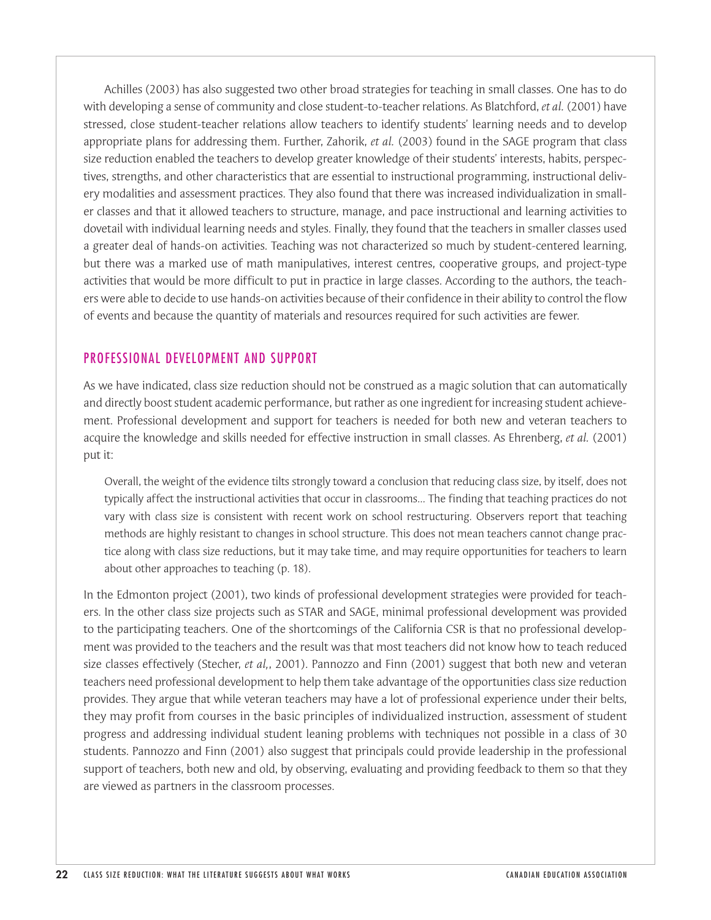Achilles (2003) has also suggested two other broad strategies for teaching in small classes. One has to do with developing a sense of community and close student-to-teacher relations. As Blatchford, *et al.* (2001) have stressed, close student-teacher relations allow teachers to identify students' learning needs and to develop appropriate plans for addressing them. Further, Zahorik, *et al.* (2003) found in the SAGE program that class size reduction enabled the teachers to develop greater knowledge of their students' interests, habits, perspectives, strengths, and other characteristics that are essential to instructional programming, instructional delivery modalities and assessment practices. They also found that there was increased individualization in smaller classes and that it allowed teachers to structure, manage, and pace instructional and learning activities to dovetail with individual learning needs and styles. Finally, they found that the teachers in smaller classes used a greater deal of hands-on activities. Teaching was not characterized so much by student-centered learning, but there was a marked use of math manipulatives, interest centres, cooperative groups, and project-type activities that would be more difficult to put in practice in large classes. According to the authors, the teachers were able to decide to use hands-on activities because of their confidence in their ability to control the flow of events and because the quantity of materials and resources required for such activities are fewer.

## PROFESSIONAL DEVELOPMENT AND SUPPORT

As we have indicated, class size reduction should not be construed as a magic solution that can automatically and directly boost student academic performance, but rather as one ingredient for increasing student achievement. Professional development and support for teachers is needed for both new and veteran teachers to acquire the knowledge and skills needed for effective instruction in small classes. As Ehrenberg, *et al.* (2001) put it:

> Overall, the weight of the evidence tilts strongly toward a conclusion that reducing class size, by itself, does not typically affect the instructional activities that occur in classrooms... The finding that teaching practices do not vary with class size is consistent with recent work on school restructuring. Observers report that teaching methods are highly resistant to changes in school structure. This does not mean teachers cannot change practice along with class size reductions, but it may take time, and may require opportunities for teachers to learn about other approaches to teaching (p. 18).

In the Edmonton project (2001), two kinds of professional development strategies were provided for teachers. In the other class size projects such as STAR and SAGE, minimal professional development was provided to the participating teachers. One of the shortcomings of the California CSR is that no professional development was provided to the teachers and the result was that most teachers did not know how to teach reduced size classes effectively (Stecher, *et al,*, 2001). Pannozzo and Finn (2001) suggest that both new and veteran teachers need professional development to help them take advantage of the opportunities class size reduction provides. They argue that while veteran teachers may have a lot of professional experience under their belts, they may profit from courses in the basic principles of individualized instruction, assessment of student progress and addressing individual student leaning problems with techniques not possible in a class of 30 students. Pannozzo and Finn (2001) also suggest that principals could provide leadership in the professional support of teachers, both new and old, by observing, evaluating and providing feedback to them so that they are viewed as partners in the classroom processes.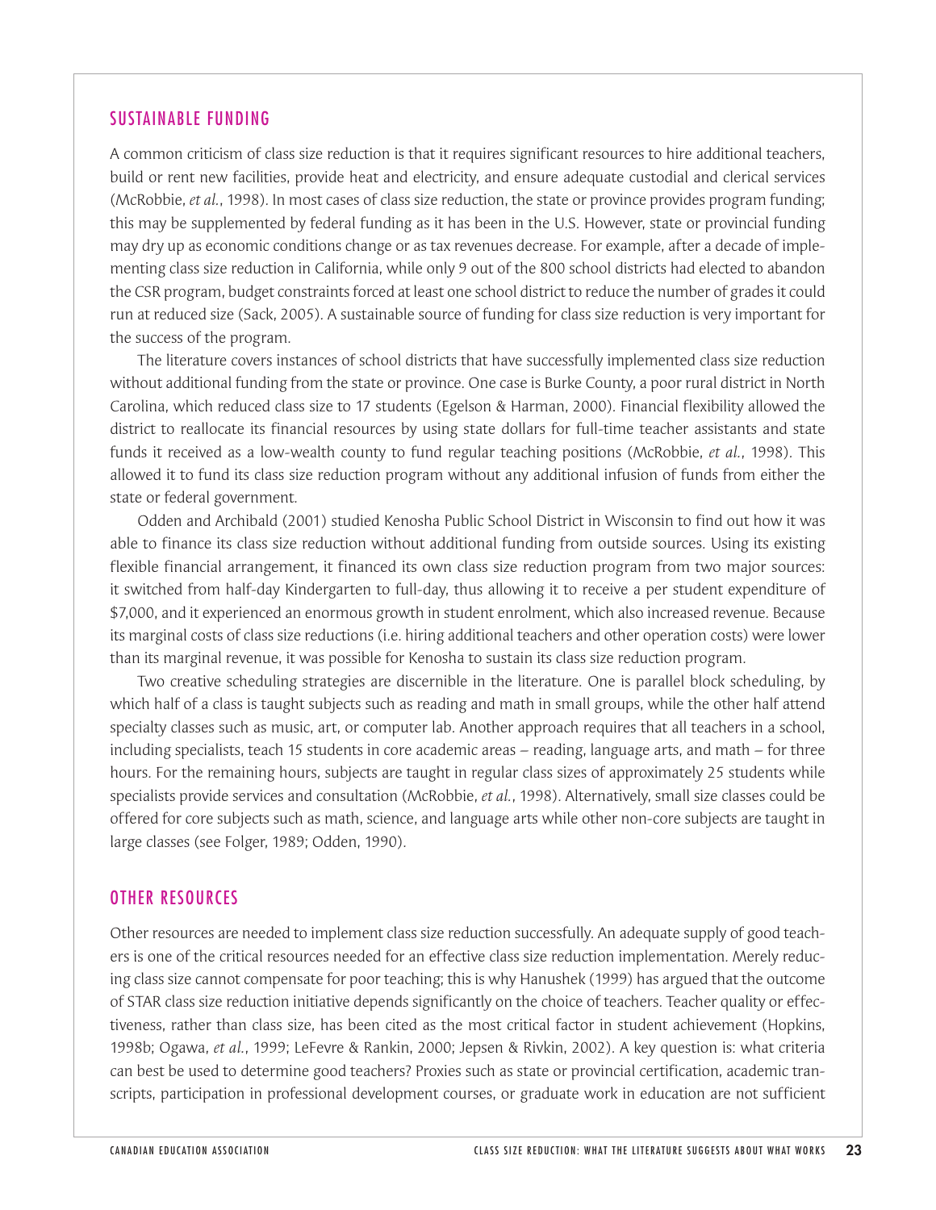## SUSTAINABLE FUNDING

A common criticism of class size reduction is that it requires significant resources to hire additional teachers, build or rent new facilities, provide heat and electricity, and ensure adequate custodial and clerical services (McRobbie, *et al.*, 1998). In most cases of class size reduction, the state or province provides program funding; this may be supplemented by federal funding as it has been in the U.S. However, state or provincial funding may dry up as economic conditions change or as tax revenues decrease. For example, after a decade of implementing class size reduction in California, while only 9 out of the 800 school districts had elected to abandon the CSR program, budget constraints forced at least one school district to reduce the number of grades it could run at reduced size (Sack, 2005). A sustainable source of funding for class size reduction is very important for the success of the program.

The literature covers instances of school districts that have successfully implemented class size reduction without additional funding from the state or province. One case is Burke County, a poor rural district in North Carolina, which reduced class size to 17 students (Egelson & Harman, 2000). Financial flexibility allowed the district to reallocate its financial resources by using state dollars for full-time teacher assistants and state funds it received as a low-wealth county to fund regular teaching positions (McRobbie, *et al.*, 1998). This allowed it to fund its class size reduction program without any additional infusion of funds from either the state or federal government.

Odden and Archibald (2001) studied Kenosha Public School District in Wisconsin to find out how it was able to finance its class size reduction without additional funding from outside sources. Using its existing flexible financial arrangement, it financed its own class size reduction program from two major sources: it switched from half-day Kindergarten to full-day, thus allowing it to receive a per student expenditure of $7,000, and it experienced an enormous growth in student enrolment, which also increased revenue. Because its marginal costs of class size reductions (i.e. hiring additional teachers and other operation costs) were lower than its marginal revenue, it was possible for Kenosha to sustain its class size reduction program.

Two creative scheduling strategies are discernible in the literature. One is parallel block scheduling, by which half of a class is taught subjects such as reading and math in small groups, while the other half attend specialty classes such as music, art, or computer lab. Another approach requires that all teachers in a school, including specialists, teach 15 students in core academic areas – reading, language arts, and math – for three hours. For the remaining hours, subjects are taught in regular class sizes of approximately 25 students while specialists provide services and consultation (McRobbie, *et al.*, 1998). Alternatively, small size classes could be offered for core subjects such as math, science, and language arts while other non-core subjects are taught in large classes (see Folger, 1989; Odden, 1990).

## OTHER RESOURCES

Other resources are needed to implement class size reduction successfully. An adequate supply of good teachers is one of the critical resources needed for an effective class size reduction implementation. Merely reducing class size cannot compensate for poor teaching; this is why Hanushek (1999) has argued that the outcome of STAR class size reduction initiative depends significantly on the choice of teachers. Teacher quality or effectiveness, rather than class size, has been cited as the most critical factor in student achievement (Hopkins, 1998b; Ogawa, *et al.*, 1999; LeFevre & Rankin, 2000; Jepsen & Rivkin, 2002). A key question is: what criteria can best be used to determine good teachers? Proxies such as state or provincial certification, academic transcripts, participation in professional development courses, or graduate work in education are not sufficient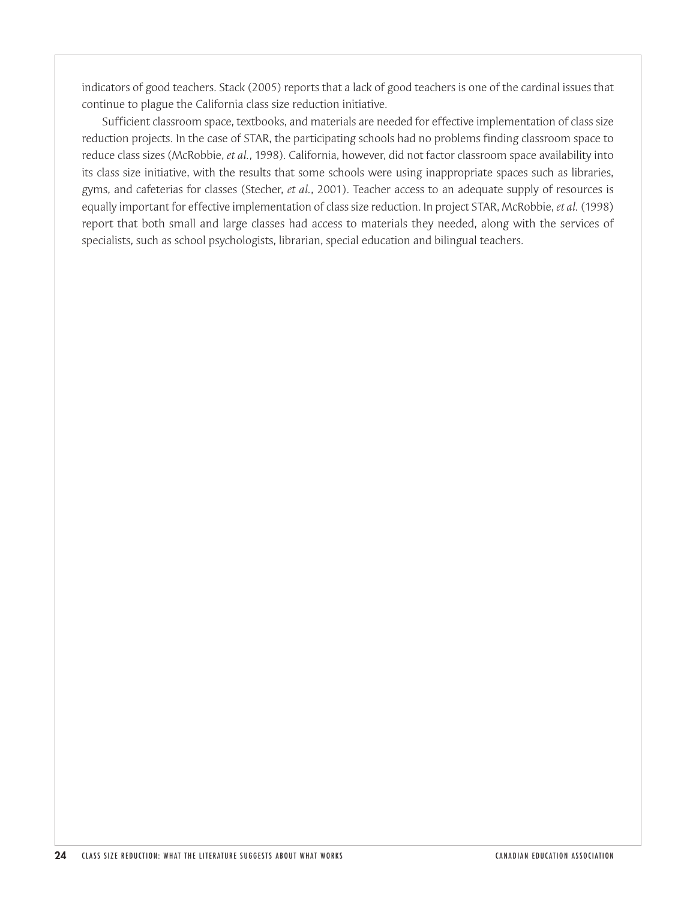indicators of good teachers. Stack (2005) reports that a lack of good teachers is one of the cardinal issues that continue to plague the California class size reduction initiative.

Sufficient classroom space, textbooks, and materials are needed for effective implementation of class size reduction projects. In the case of STAR, the participating schools had no problems finding classroom space to reduce class sizes (McRobbie, *et al.*, 1998). California, however, did not factor classroom space availability into its class size initiative, with the results that some schools were using inappropriate spaces such as libraries, gyms, and cafeterias for classes (Stecher, *et al.*, 2001). Teacher access to an adequate supply of resources is equally important for effective implementation of class size reduction. In project STAR, McRobbie, *et al.* (1998) report that both small and large classes had access to materials they needed, along with the services of specialists, such as school psychologists, librarian, special education and bilingual teachers.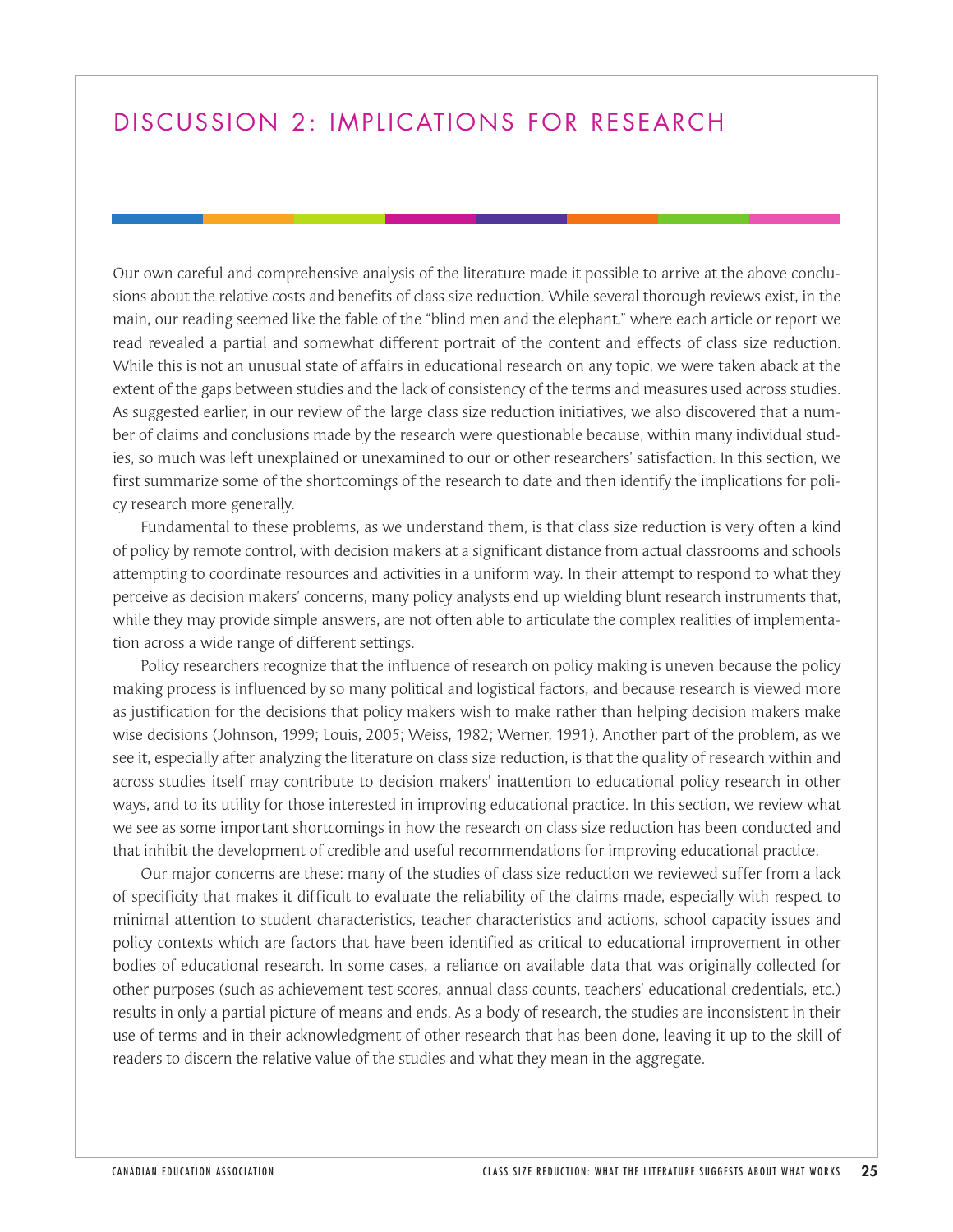# DISCUSSION 2: IMPLICATIONS FOR RESEARCH

Our own careful and comprehensive analysis of the literature made it possible to arrive at the above conclusions about the relative costs and benefits of class size reduction. While several thorough reviews exist, in the main, our reading seemed like the fable of the "blind men and the elephant," where each article or report we read revealed a partial and somewhat different portrait of the content and effects of class size reduction. While this is not an unusual state of affairs in educational research on any topic, we were taken aback at the extent of the gaps between studies and the lack of consistency of the terms and measures used across studies. As suggested earlier, in our review of the large class size reduction initiatives, we also discovered that a number of claims and conclusions made by the research were questionable because, within many individual studies, so much was left unexplained or unexamined to our or other researchers' satisfaction. In this section, we first summarize some of the shortcomings of the research to date and then identify the implications for policy research more generally.

Fundamental to these problems, as we understand them, is that class size reduction is very often a kind of policy by remote control, with decision makers at a significant distance from actual classrooms and schools attempting to coordinate resources and activities in a uniform way. In their attempt to respond to what they perceive as decision makers' concerns, many policy analysts end up wielding blunt research instruments that, while they may provide simple answers, are not often able to articulate the complex realities of implementation across a wide range of different settings.

Policy researchers recognize that the influence of research on policy making is uneven because the policy making process is influenced by so many political and logistical factors, and because research is viewed more as justification for the decisions that policy makers wish to make rather than helping decision makers make wise decisions (Johnson, 1999; Louis, 2005; Weiss, 1982; Werner, 1991). Another part of the problem, as we see it, especially after analyzing the literature on class size reduction, is that the quality of research within and across studies itself may contribute to decision makers' inattention to educational policy research in other ways, and to its utility for those interested in improving educational practice. In this section, we review what we see as some important shortcomings in how the research on class size reduction has been conducted and that inhibit the development of credible and useful recommendations for improving educational practice.

Our major concerns are these: many of the studies of class size reduction we reviewed suffer from a lack of specificity that makes it difficult to evaluate the reliability of the claims made, especially with respect to minimal attention to student characteristics, teacher characteristics and actions, school capacity issues and policy contexts which are factors that have been identified as critical to educational improvement in other bodies of educational research. In some cases, a reliance on available data that was originally collected for other purposes (such as achievement test scores, annual class counts, teachers' educational credentials, etc.) results in only a partial picture of means and ends. As a body of research, the studies are inconsistent in their use of terms and in their acknowledgment of other research that has been done, leaving it up to the skill of readers to discern the relative value of the studies and what they mean in the aggregate.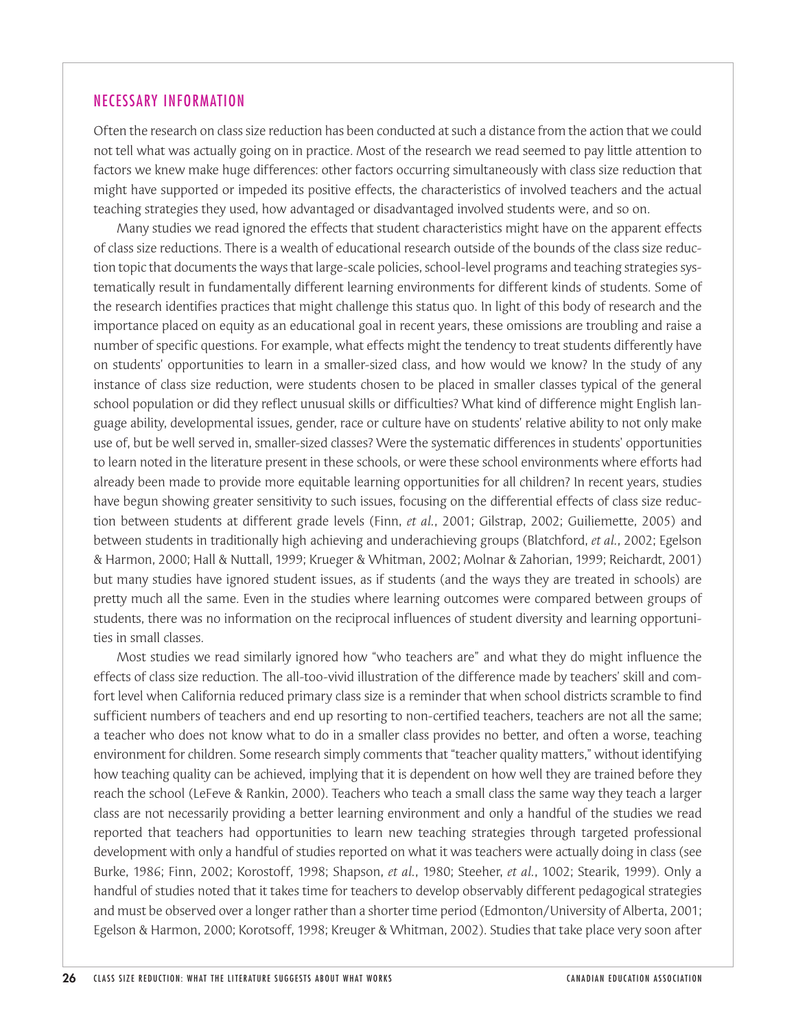## NECESSARY INFORMATION

Often the research on class size reduction has been conducted at such a distance from the action that we could not tell what was actually going on in practice. Most of the research we read seemed to pay little attention to factors we knew make huge differences: other factors occurring simultaneously with class size reduction that might have supported or impeded its positive effects, the characteristics of involved teachers and the actual teaching strategies they used, how advantaged or disadvantaged involved students were, and so on.

Many studies we read ignored the effects that student characteristics might have on the apparent effects of class size reductions. There is a wealth of educational research outside of the bounds of the class size reduction topic that documents the ways that large-scale policies, school-level programs and teaching strategies systematically result in fundamentally different learning environments for different kinds of students. Some of the research identifies practices that might challenge this status quo. In light of this body of research and the importance placed on equity as an educational goal in recent years, these omissions are troubling and raise a number of specific questions. For example, what effects might the tendency to treat students differently have on students' opportunities to learn in a smaller-sized class, and how would we know? In the study of any instance of class size reduction, were students chosen to be placed in smaller classes typical of the general school population or did they reflect unusual skills or difficulties? What kind of difference might English language ability, developmental issues, gender, race or culture have on students' relative ability to not only make use of, but be well served in, smaller-sized classes? Were the systematic differences in students' opportunities to learn noted in the literature present in these schools, or were these school environments where efforts had already been made to provide more equitable learning opportunities for all children? In recent years, studies have begun showing greater sensitivity to such issues, focusing on the differential effects of class size reduction between students at different grade levels (Finn, *et al.*, 2001; Gilstrap, 2002; Guiliemette, 2005) and between students in traditionally high achieving and underachieving groups (Blatchford, *et al.*, 2002; Egelson & Harmon, 2000; Hall & Nuttall, 1999; Krueger & Whitman, 2002; Molnar & Zahorian, 1999; Reichardt, 2001) but many studies have ignored student issues, as if students (and the ways they are treated in schools) are pretty much all the same. Even in the studies where learning outcomes were compared between groups of students, there was no information on the reciprocal influences of student diversity and learning opportunities in small classes.

Most studies we read similarly ignored how "who teachers are" and what they do might influence the effects of class size reduction. The all-too-vivid illustration of the difference made by teachers' skill and comfort level when California reduced primary class size is a reminder that when school districts scramble to find sufficient numbers of teachers and end up resorting to non-certified teachers, teachers are not all the same; a teacher who does not know what to do in a smaller class provides no better, and often a worse, teaching environment for children. Some research simply comments that "teacher quality matters," without identifying how teaching quality can be achieved, implying that it is dependent on how well they are trained before they reach the school (LeFeve & Rankin, 2000). Teachers who teach a small class the same way they teach a larger class are not necessarily providing a better learning environment and only a handful of the studies we read reported that teachers had opportunities to learn new teaching strategies through targeted professional development with only a handful of studies reported on what it was teachers were actually doing in class (see Burke, 1986; Finn, 2002; Korostoff, 1998; Shapson, *et al.*, 1980; Steeher, *et al.*, 1002; Stearik, 1999). Only a handful of studies noted that it takes time for teachers to develop observably different pedagogical strategies and must be observed over a longer rather than a shorter time period (Edmonton/University of Alberta, 2001; Egelson & Harmon, 2000; Korotsoff, 1998; Kreuger & Whitman, 2002). Studies that take place very soon after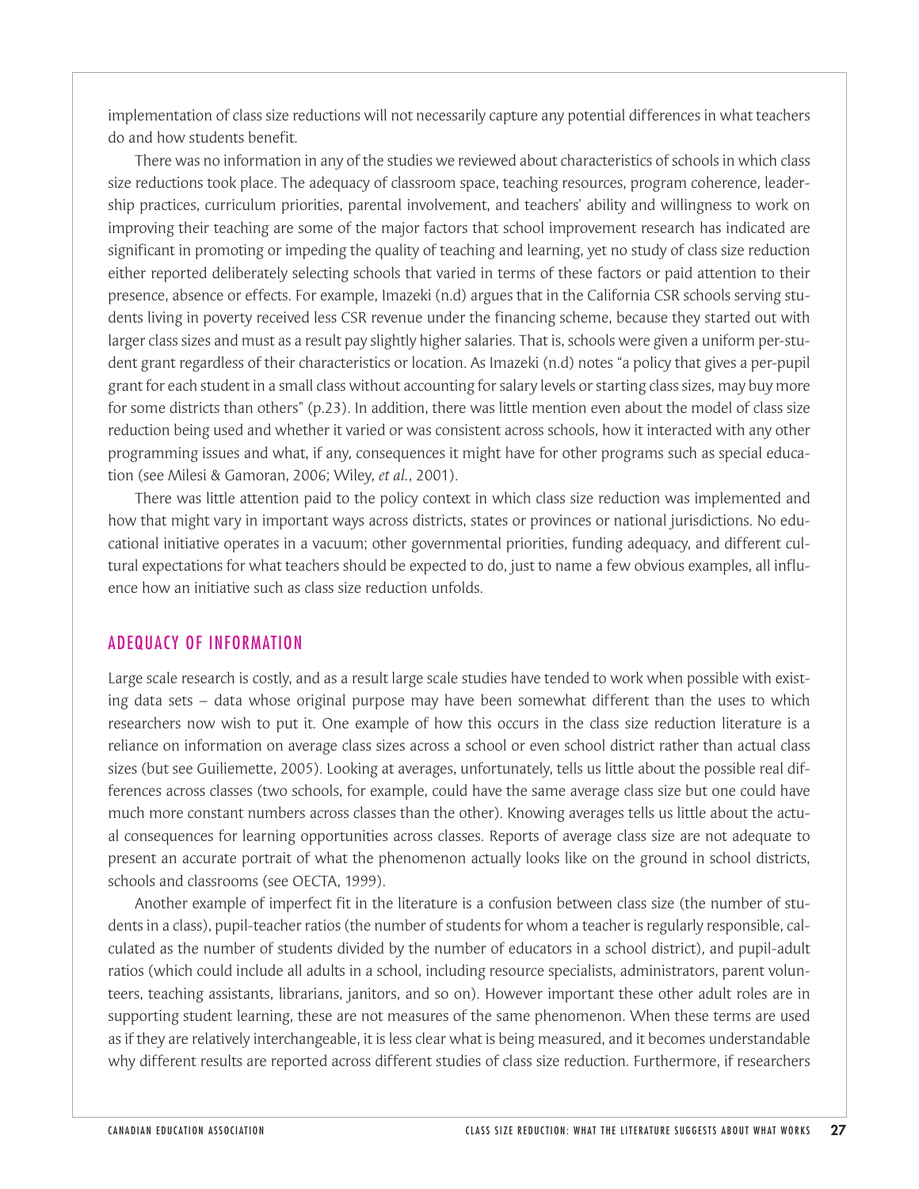implementation of class size reductions will not necessarily capture any potential differences in what teachers do and how students benefit.

There was no information in any of the studies we reviewed about characteristics of schools in which class size reductions took place. The adequacy of classroom space, teaching resources, program coherence, leadership practices, curriculum priorities, parental involvement, and teachers' ability and willingness to work on improving their teaching are some of the major factors that school improvement research has indicated are significant in promoting or impeding the quality of teaching and learning, yet no study of class size reduction either reported deliberately selecting schools that varied in terms of these factors or paid attention to their presence, absence or effects. For example, Imazeki (n.d) argues that in the California CSR schools serving students living in poverty received less CSR revenue under the financing scheme, because they started out with larger class sizes and must as a result pay slightly higher salaries. That is, schools were given a uniform per-student grant regardless of their characteristics or location. As Imazeki (n.d) notes "a policy that gives a per-pupil grant for each student in a small class without accounting for salary levels or starting class sizes, may buy more for some districts than others" (p.23). In addition, there was little mention even about the model of class size reduction being used and whether it varied or was consistent across schools, how it interacted with any other programming issues and what, if any, consequences it might have for other programs such as special education (see Milesi & Gamoran, 2006; Wiley, *et al.*, 2001).

There was little attention paid to the policy context in which class size reduction was implemented and how that might vary in important ways across districts, states or provinces or national jurisdictions. No educational initiative operates in a vacuum; other governmental priorities, funding adequacy, and different cultural expectations for what teachers should be expected to do, just to name a few obvious examples, all influence how an initiative such as class size reduction unfolds.

## ADEQUACY OF INFORMATION

Large scale research is costly, and as a result large scale studies have tended to work when possible with existing data sets – data whose original purpose may have been somewhat different than the uses to which researchers now wish to put it. One example of how this occurs in the class size reduction literature is a reliance on information on average class sizes across a school or even school district rather than actual class sizes (but see Guiliemette, 2005). Looking at averages, unfortunately, tells us little about the possible real differences across classes (two schools, for example, could have the same average class size but one could have much more constant numbers across classes than the other). Knowing averages tells us little about the actual consequences for learning opportunities across classes. Reports of average class size are not adequate to present an accurate portrait of what the phenomenon actually looks like on the ground in school districts, schools and classrooms (see OECTA, 1999).

Another example of imperfect fit in the literature is a confusion between class size (the number of students in a class), pupil-teacher ratios (the number of students for whom a teacher is regularly responsible, calculated as the number of students divided by the number of educators in a school district), and pupil-adult ratios (which could include all adults in a school, including resource specialists, administrators, parent volunteers, teaching assistants, librarians, janitors, and so on). However important these other adult roles are in supporting student learning, these are not measures of the same phenomenon. When these terms are used as if they are relatively interchangeable, it is less clear what is being measured, and it becomes understandable why different results are reported across different studies of class size reduction. Furthermore, if researchers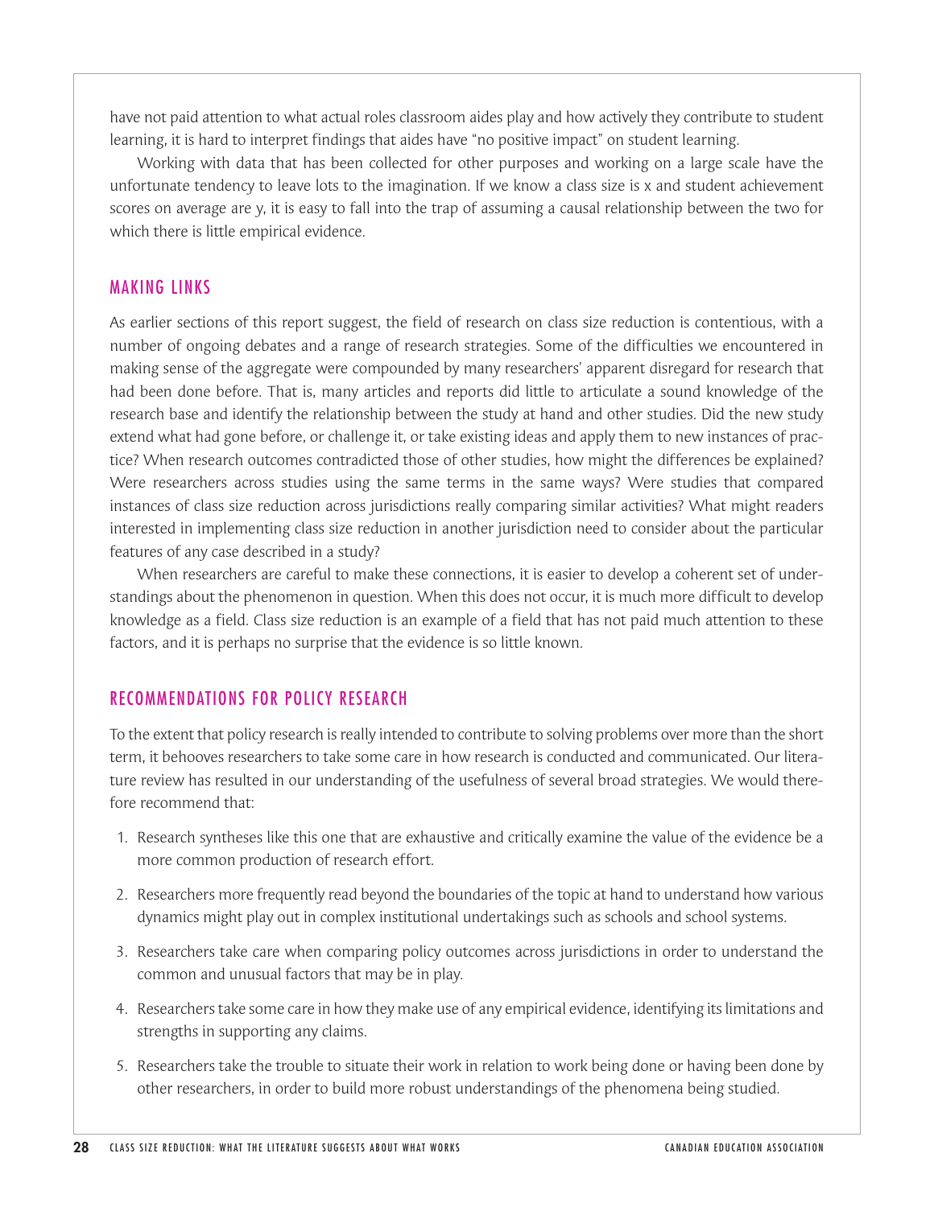have not paid attention to what actual roles classroom aides play and how actively they contribute to student learning, it is hard to interpret findings that aides have "no positive impact" on student learning.

Working with data that has been collected for other purposes and working on a large scale have the unfortunate tendency to leave lots to the imagination. If we know a class size is x and student achievement scores on average are y, it is easy to fall into the trap of assuming a causal relationship between the two for which there is little empirical evidence.

## MAKING LINKS

As earlier sections of this report suggest, the field of research on class size reduction is contentious, with a number of ongoing debates and a range of research strategies. Some of the difficulties we encountered in making sense of the aggregate were compounded by many researchers' apparent disregard for research that had been done before. That is, many articles and reports did little to articulate a sound knowledge of the research base and identify the relationship between the study at hand and other studies. Did the new study extend what had gone before, or challenge it, or take existing ideas and apply them to new instances of practice? When research outcomes contradicted those of other studies, how might the differences be explained? Were researchers across studies using the same terms in the same ways? Were studies that compared instances of class size reduction across jurisdictions really comparing similar activities? What might readers interested in implementing class size reduction in another jurisdiction need to consider about the particular features of any case described in a study?

When researchers are careful to make these connections, it is easier to develop a coherent set of understandings about the phenomenon in question. When this does not occur, it is much more difficult to develop knowledge as a field. Class size reduction is an example of a field that has not paid much attention to these factors, and it is perhaps no surprise that the evidence is so little known.

## RECOMMENDATIONS FOR POLICY RESEARCH

To the extent that policy research is really intended to contribute to solving problems over more than the short term, it behooves researchers to take some care in how research is conducted and communicated. Our literature review has resulted in our understanding of the usefulness of several broad strategies. We would therefore recommend that:

1. Research syntheses like this one that are exhaustive and critically examine the value of the evidence be a more common production of research effort.
2. Researchers more frequently read beyond the boundaries of the topic at hand to understand how various dynamics might play out in complex institutional undertakings such as schools and school systems.
3. Researchers take care when comparing policy outcomes across jurisdictions in order to understand the common and unusual factors that may be in play.
4. Researchers take some care in how they make use of any empirical evidence, identifying its limitations and strengths in supporting any claims.
5. Researchers take the trouble to situate their work in relation to work being done or having been done by other researchers, in order to build more robust understandings of the phenomena being studied.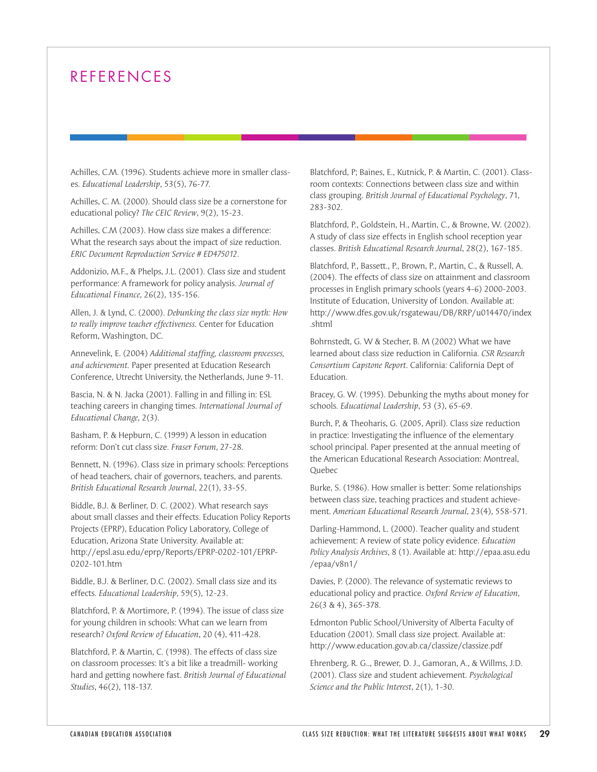# REFERENCES

Achilles, C.M. (1996). Students achieve more in smaller classes. *Educational Leadership*, 53(5), 76-77.

Achilles, C. M. (2000). Should class size be a cornerstone for educational policy? *The CEIC Review*, 9(2), 15-23.

Achilles, C.M (2003). How class size makes a difference: What the research says about the impact of size reduction. *ERIC Document Reproduction Service # ED475012*.

Addonizio, M.F., & Phelps, J.L. (2001). Class size and student performance: A framework for policy analysis. *Journal of Educational Finance*, 26(2), 135-156.

Allen, J. & Lynd, C. (2000). *Debunking the class size myth: How to really improve teacher effectiveness.* Center for Education Reform, Washington, DC.

Annevelink, E. (2004) *Additional staffing, classroom processes, and achievement.* Paper presented at Education Research Conference, Utrecht University, the Netherlands, June 9-11.

Bascia, N. & N. Jacka (2001). Falling in and filling in: ESL teaching careers in changing times. *International Journal of Educational Change*, 2(3).

Basham, P. & Hepburn, C. (1999) A lesson in education reform: Don't cut class size. *Fraser Forum*, 27-28.

Bennett, N. (1996). Class size in primary schools: Perceptions of head teachers, chair of governors, teachers, and parents. *British Educational Research Journal*, 22(1), 33-55.

Biddle, B.J. & Berliner, D. C. (2002). What research says about small classes and their effects. Education Policy Reports Projects (EPRP), Education Policy Laboratory, College of Education, Arizona State University. Available at: http://epsl.asu.edu/eprp/Reports/EPRP-0202-101/EPRP-0202-101.htm

Biddle, B.J. & Berliner, D.C. (2002). Small class size and its effects. *Educational Leadership*, 59(5), 12-23.

Blatchford, P. & Mortimore, P. (1994). The issue of class size for young children in schools: What can we learn from research? *Oxford Review of Education*, 20 (4), 411-428.

Blatchford, P. & Martin, C. (1998). The effects of class size on classroom processes: It's a bit like a treadmill- working hard and getting nowhere fast. *British Journal of Educational Studies*, 46(2), 118-137.

Blatchford, P; Baines, E., Kutnick, P. & Martin, C. (2001). Classroom contexts: Connections between class size and within class grouping. *British Journal of Educational Psychology*, 71, 283-302.

Blatchford, P., Goldstein, H., Martin, C., & Browne, W. (2002). A study of class size effects in English school reception year classes. *British Educational Research Journal*, 28(2), 167-185.

Blatchford, P., Bassett., P., Brown, P., Martin, C., & Russell, A. (2004). The effects of class size on attainment and classroom processes in English primary schools (years 4-6) 2000-2003. Institute of Education, University of London. Available at: http://www.dfes.gov.uk/rsgatewau/DB/RRP/u014470/index.shtml

Bohrnstedt, G. W & Stecher, B. M (2002) What we have learned about class size reduction in California. *CSR Research Consortium Capstone Report*. California: California Dept of Education.

Bracey, G. W. (1995). Debunking the myths about money for schools. *Educational Leadership*, 53 (3), 65-69.

Burch, P, & Theoharis, G. (2005, April). Class size reduction in practice: Investigating the influence of the elementary school principal. Paper presented at the annual meeting of the American Educational Research Association: Montreal, Quebec

Burke, S. (1986). How smaller is better: Some relationships between class size, teaching practices and student achievement. *American Educational Research Journal*, 23(4), 558-571.

Darling-Hammond, L. (2000). Teacher quality and student achievement: A review of state policy evidence. *Education Policy Analysis Archives*, 8 (1). Available at: http://epaa.asu.edu/epaa/v8n1/

Davies, P. (2000). The relevance of systematic reviews to educational policy and practice. *Oxford Review of Education*, 26(3 & 4), 365-378.

Edmonton Public School/University of Alberta Faculty of Education (2001). Small class size project. Available at: http://www.education.gov.ab.ca/classize/classize.pdf

Ehrenberg, R. G.., Brewer, D. J., Gamoran, A., & Willms, J.D. (2001). Class size and student achievement. *Psychological Science and the Public Interest*, 2(1), 1-30.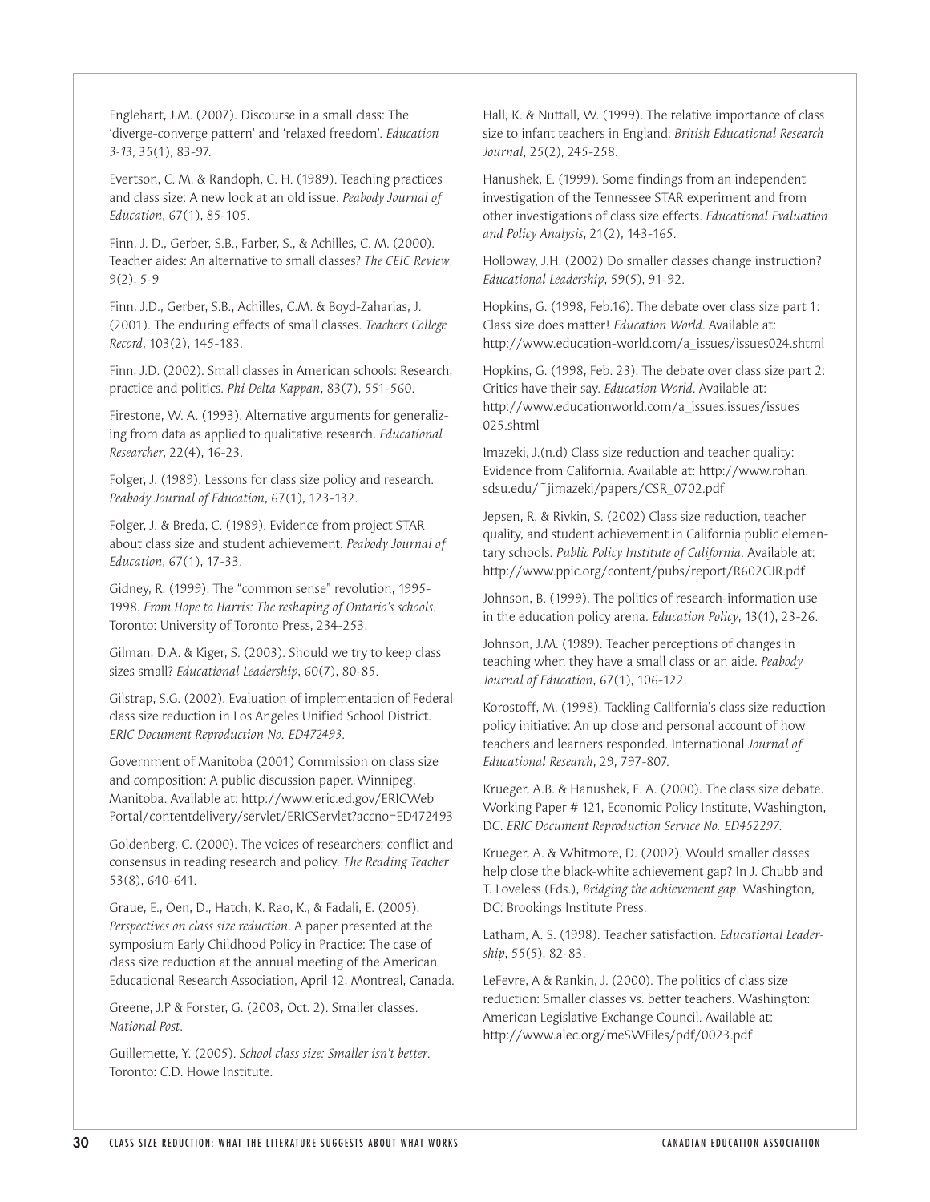Englehart, J.M. (2007). Discourse in a small class: The 'diverge-converge pattern' and 'relaxed freedom'. *Education 3-13*, 35(1), 83-97.

Evertson, C. M. & Randoph, C. H. (1989). Teaching practices and class size: A new look at an old issue. *Peabody Journal of Education*, 67(1), 85-105.

Finn, J. D., Gerber, S.B., Farber, S., & Achilles, C. M. (2000). Teacher aides: An alternative to small classes? *The CEIC Review*, 9(2), 5-9

Finn, J.D., Gerber, S.B., Achilles, C.M. & Boyd-Zaharias, J. (2001). The enduring effects of small classes. *Teachers College Record*, 103(2), 145-183.

Finn, J.D. (2002). Small classes in American schools: Research, practice and politics. *Phi Delta Kappan*, 83(7), 551-560.

Firestone, W. A. (1993). Alternative arguments for generalizing from data as applied to qualitative research. *Educational Researcher*, 22(4), 16-23.

Folger, J. (1989). Lessons for class size policy and research. *Peabody Journal of Education*, 67(1), 123-132.

Folger, J. & Breda, C. (1989). Evidence from project STAR about class size and student achievement. *Peabody Journal of Education*, 67(1), 17-33.

Gidney, R. (1999). The "common sense" revolution, 1995-1998. *From Hope to Harris: The reshaping of Ontario's schools.* Toronto: University of Toronto Press, 234-253.

Gilman, D.A. & Kiger, S. (2003). Should we try to keep class sizes small? *Educational Leadership*, 60(7), 80-85.

Gilstrap, S.G. (2002). Evaluation of implementation of Federal class size reduction in Los Angeles Unified School District. *ERIC Document Reproduction No. ED472493.*

Government of Manitoba (2001) Commission on class size and composition: A public discussion paper. Winnipeg, Manitoba. Available at: http://www.eric.ed.gov/ERICWebPortal/contentdelivery/servlet/ERICServlet?accno=ED472493

Goldenberg, C. (2000). The voices of researchers: conflict and consensus in reading research and policy. *The Reading Teacher* 53(8), 640-641.

Graue, E., Oen, D., Hatch, K. Rao, K., & Fadali, E. (2005). *Perspectives on class size reduction*. A paper presented at the symposium Early Childhood Policy in Practice: The case of class size reduction at the annual meeting of the American Educational Research Association, April 12, Montreal, Canada.

Greene, J.P & Forster, G. (2003, Oct. 2). Smaller classes. *National Post*.

Guillemette, Y. (2005). *School class size: Smaller isn't better*. Toronto: C.D. Howe Institute.

Hall, K. & Nuttall, W. (1999). The relative importance of class size to infant teachers in England. *British Educational Research Journal*, 25(2), 245-258.

Hanushek, E. (1999). Some findings from an independent investigation of the Tennessee STAR experiment and from other investigations of class size effects. *Educational Evaluation and Policy Analysis*, 21(2), 143-165.

Holloway, J.H. (2002) Do smaller classes change instruction? *Educational Leadership*, 59(5), 91-92.

Hopkins, G. (1998, Feb.16). The debate over class size part 1: Class size does matter! *Education World*. Available at: http://www.education-world.com/a_issues/issues024.shtml

Hopkins, G. (1998, Feb. 23). The debate over class size part 2: Critics have their say. *Education World*. Available at: http://www.educationworld.com/a_issues.issues/issues025.shtml

Imazeki, J.(n.d) Class size reduction and teacher quality: Evidence from California. Available at: http://www.rohan.sdsu.edu/~jimazeki/papers/CSR_0702.pdf

Jepsen, R. & Rivkin, S. (2002) Class size reduction, teacher quality, and student achievement in California public elementary schools. *Public Policy Institute of California*. Available at: http://www.ppic.org/content/pubs/report/R602CJR.pdf

Johnson, B. (1999). The politics of research-information use in the education policy arena. *Education Policy*, 13(1), 23-26.

Johnson, J.M. (1989). Teacher perceptions of changes in teaching when they have a small class or an aide. *Peabody Journal of Education*, 67(1), 106-122.

Korostoff, M. (1998). Tackling California's class size reduction policy initiative: An up close and personal account of how teachers and learners responded. International *Journal of Educational Research*, 29, 797-807.

Krueger, A.B. & Hanushek, E. A. (2000). The class size debate. Working Paper # 121, Economic Policy Institute, Washington, DC. *ERIC Document Reproduction Service No. ED452297.*

Krueger, A. & Whitmore, D. (2002). Would smaller classes help close the black-white achievement gap? In J. Chubb and T. Loveless (Eds.), *Bridging the achievement gap*. Washington, DC: Brookings Institute Press.

Latham, A. S. (1998). Teacher satisfaction. *Educational Leadership*, 55(5), 82-83.

LeFevre, A & Rankin, J. (2000). The politics of class size reduction: Smaller classes vs. better teachers. Washington: American Legislative Exchange Council. Available at: http://www.alec.org/meSWFiles/pdf/0023.pdf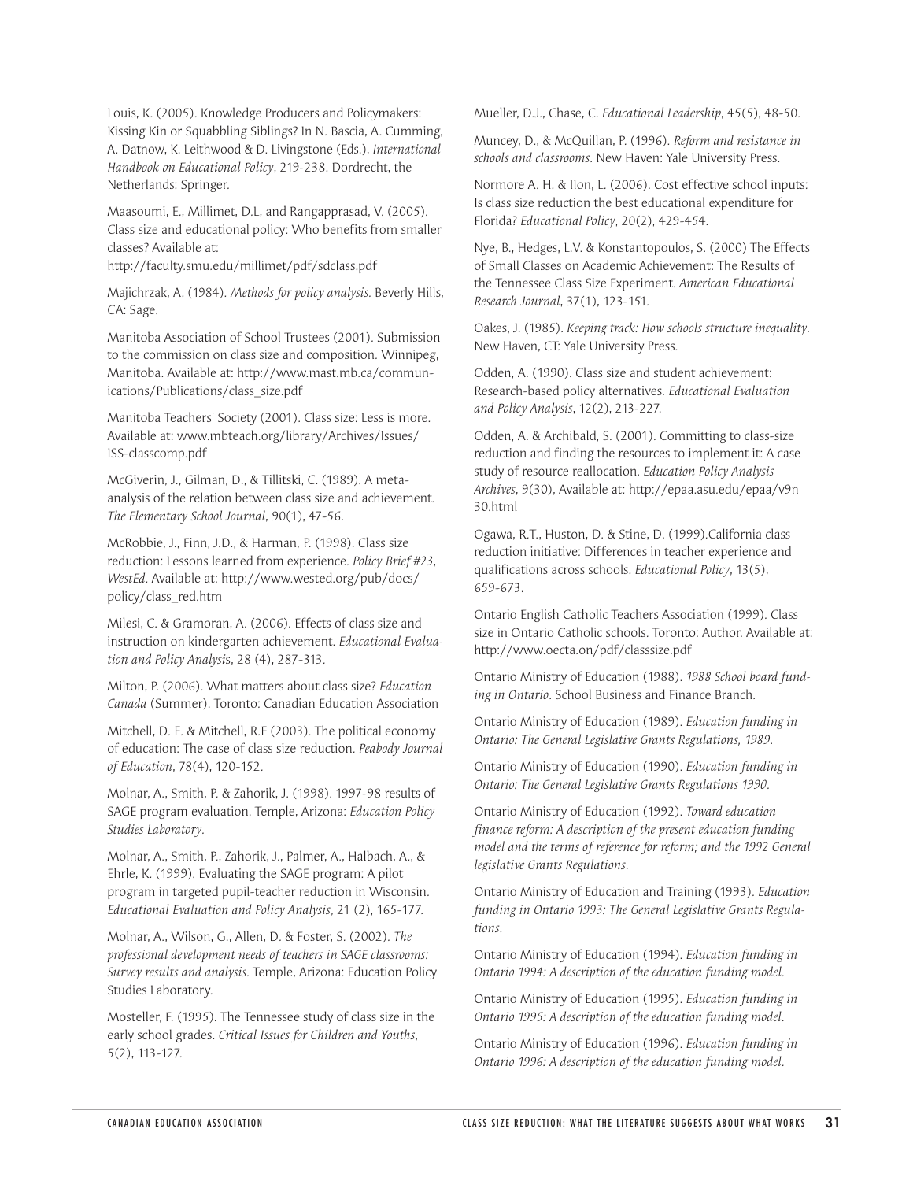Louis, K. (2005). Knowledge Producers and Policymakers: Kissing Kin or Squabbling Siblings? In N. Bascia, A. Cumming, A. Datnow, K. Leithwood & D. Livingstone (Eds.), *International Handbook on Educational Policy*, 219-238. Dordrecht, the Netherlands: Springer.

Maasoumi, E., Millimet, D.L, and Rangapprasad, V. (2005). Class size and educational policy: Who benefits from smaller classes? Available at: http://faculty.smu.edu/millimet/pdf/sdclass.pdf

Majichrzak, A. (1984). *Methods for policy analysis.* Beverly Hills, CA: Sage.

Manitoba Association of School Trustees (2001). Submission to the commission on class size and composition. Winnipeg, Manitoba. Available at: http://www.mast.mb.ca/communications/Publications/class_size.pdf

Manitoba Teachers' Society (2001). Class size: Less is more. Available at: www.mbteach.org/library/Archives/Issues/ISS-classcomp.pdf

McGiverin, J., Gilman, D., & Tillitski, C. (1989). A meta-analysis of the relation between class size and achievement. *The Elementary School Journal*, 90(1), 47-56.

McRobbie, J., Finn, J.D., & Harman, P. (1998). Class size reduction: Lessons learned from experience. *Policy Brief #23*, *WestEd*. Available at: http://www.wested.org/pub/docs/policy/class_red.htm

Milesi, C. & Gramoran, A. (2006). Effects of class size and instruction on kindergarten achievement. *Educational Evaluation and Policy Analysis*, 28 (4), 287-313.

Milton, P. (2006). What matters about class size? *Education Canada* (Summer). Toronto: Canadian Education Association

Mitchell, D. E. & Mitchell, R.E (2003). The political economy of education: The case of class size reduction. *Peabody Journal of Education*, 78(4), 120-152.

Molnar, A., Smith, P. & Zahorik, J. (1998). 1997-98 results of SAGE program evaluation. Temple, Arizona: *Education Policy Studies Laboratory*.

Molnar, A., Smith, P., Zahorik, J., Palmer, A., Halbach, A., & Ehrle, K. (1999). Evaluating the SAGE program: A pilot program in targeted pupil-teacher reduction in Wisconsin. *Educational Evaluation and Policy Analysis*, 21 (2), 165-177.

Molnar, A., Wilson, G., Allen, D. & Foster, S. (2002). *The professional development needs of teachers in SAGE classrooms: Survey results and analysis*. Temple, Arizona: Education Policy Studies Laboratory.

Mosteller, F. (1995). The Tennessee study of class size in the early school grades. *Critical Issues for Children and Youths*, 5(2), 113-127.

Mueller, D.J., Chase, C. *Educational Leadership*, 45(5), 48-50.

Muncey, D., & McQuillan, P. (1996). *Reform and resistance in schools and classrooms*. New Haven: Yale University Press.

Normore A. H. & IIon, L. (2006). Cost effective school inputs: Is class size reduction the best educational expenditure for Florida? *Educational Policy*, 20(2), 429-454.

Nye, B., Hedges, L.V. & Konstantopoulos, S. (2000) The Effects of Small Classes on Academic Achievement: The Results of the Tennessee Class Size Experiment. *American Educational Research Journal*, 37(1), 123-151.

Oakes, J. (1985). *Keeping track: How schools structure inequality*. New Haven, CT: Yale University Press.

Odden, A. (1990). Class size and student achievement: Research-based policy alternatives. *Educational Evaluation and Policy Analysis*, 12(2), 213-227.

Odden, A. & Archibald, S. (2001). Committing to class-size reduction and finding the resources to implement it: A case study of resource reallocation. *Education Policy Analysis Archives*, 9(30), Available at: http://epaa.asu.edu/epaa/v9n30.html

Ogawa, R.T., Huston, D. & Stine, D. (1999).California class reduction initiative: Differences in teacher experience and qualifications across schools. *Educational Policy*, 13(5), 659-673.

Ontario English Catholic Teachers Association (1999). Class size in Ontario Catholic schools. Toronto: Author. Available at: http://www.oecta.on/pdf/classsize.pdf

Ontario Ministry of Education (1988). *1988 School board funding in Ontario*. School Business and Finance Branch.

Ontario Ministry of Education (1989). *Education funding in Ontario: The General Legislative Grants Regulations, 1989.*

Ontario Ministry of Education (1990). *Education funding in Ontario: The General Legislative Grants Regulations 1990.*

Ontario Ministry of Education (1992). *Toward education finance reform: A description of the present education funding model and the terms of reference for reform; and the 1992 General legislative Grants Regulations.*

Ontario Ministry of Education and Training (1993). *Education funding in Ontario 1993: The General Legislative Grants Regulations.*

Ontario Ministry of Education (1994). *Education funding in Ontario 1994: A description of the education funding model.*

Ontario Ministry of Education (1995). *Education funding in Ontario 1995: A description of the education funding model.*

Ontario Ministry of Education (1996). *Education funding in Ontario 1996: A description of the education funding model.*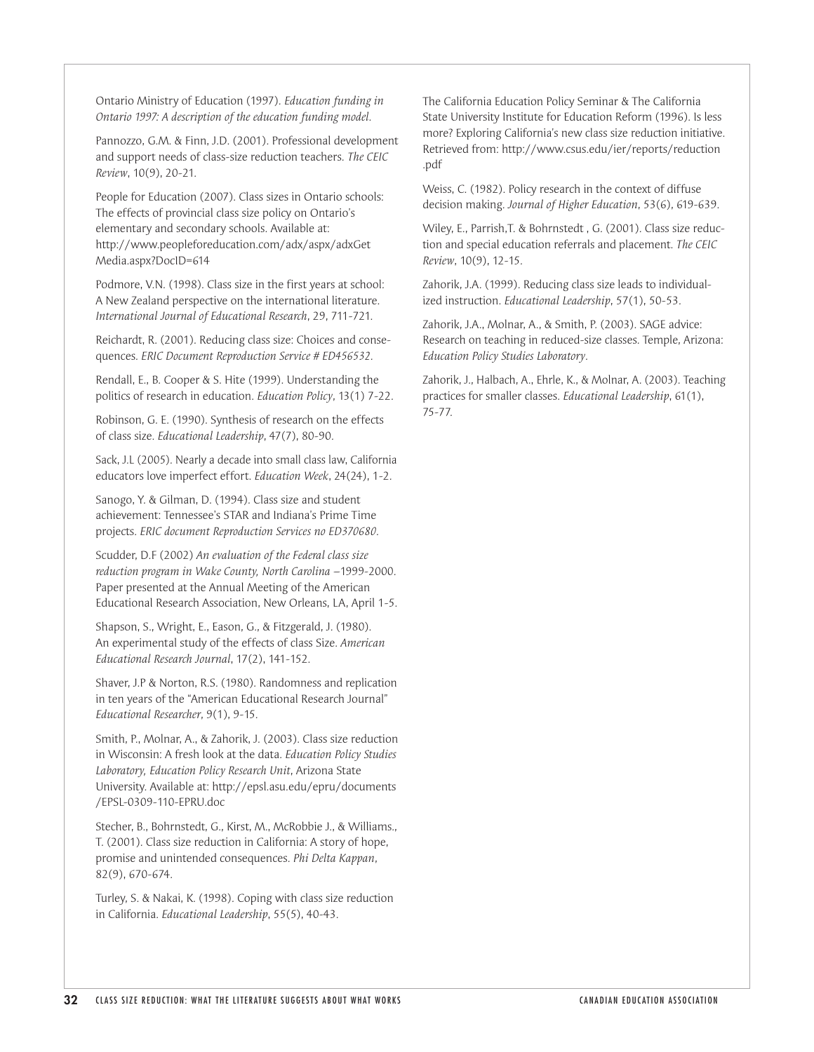Ontario Ministry of Education (1997). *Education funding in Ontario 1997: A description of the education funding model*.

Pannozzo, G.M. & Finn, J.D. (2001). Professional development and support needs of class-size reduction teachers. *The CEIC Review*, 10(9), 20-21.

People for Education (2007). Class sizes in Ontario schools: The effects of provincial class size policy on Ontario's elementary and secondary schools. Available at: http://www.peopleforeducation.com/adx/aspx/adxGetMedia.aspx?DocID=614

Podmore, V.N. (1998). Class size in the first years at school: A New Zealand perspective on the international literature. *International Journal of Educational Research*, 29, 711-721.

Reichardt, R. (2001). Reducing class size: Choices and consequences. *ERIC Document Reproduction Service # ED456532*.

Rendall, E., B. Cooper & S. Hite (1999). Understanding the politics of research in education. *Education Policy*, 13(1) 7-22.

Robinson, G. E. (1990). Synthesis of research on the effects of class size. *Educational Leadership*, 47(7), 80-90.

Sack, J.L (2005). Nearly a decade into small class law, California educators love imperfect effort. *Education Week*, 24(24), 1-2.

Sanogo, Y. & Gilman, D. (1994). Class size and student achievement: Tennessee's STAR and Indiana's Prime Time projects. *ERIC document Reproduction Services no ED370680*.

Scudder, D.F (2002) *An evaluation of the Federal class size reduction program in Wake County, North Carolina* –1999-2000. Paper presented at the Annual Meeting of the American Educational Research Association, New Orleans, LA, April 1-5.

Shapson, S., Wright, E., Eason, G., & Fitzgerald, J. (1980). An experimental study of the effects of class Size. *American Educational Research Journal*, 17(2), 141-152.

Shaver, J.P & Norton, R.S. (1980). Randomness and replication in ten years of the "American Educational Research Journal" *Educational Researcher*, 9(1), 9-15.

Smith, P., Molnar, A., & Zahorik, J. (2003). Class size reduction in Wisconsin: A fresh look at the data. *Education Policy Studies Laboratory, Education Policy Research Unit*, Arizona State University. Available at: http://epsl.asu.edu/epru/documents/EPSL-0309-110-EPRU.doc

Stecher, B., Bohrnstedt, G., Kirst, M., McRobbie J., & Williams., T. (2001). Class size reduction in California: A story of hope, promise and unintended consequences. *Phi Delta Kappan*, 82(9), 670-674.

Turley, S. & Nakai, K. (1998). Coping with class size reduction in California. *Educational Leadership*, 55(5), 40-43.

The California Education Policy Seminar & The California State University Institute for Education Reform (1996). Is less more? Exploring California's new class size reduction initiative. Retrieved from: http://www.csus.edu/ier/reports/reduction.pdf

Weiss, C. (1982). Policy research in the context of diffuse decision making. *Journal of Higher Education*, 53(6), 619-639.

Wiley, E., Parrish,T. & Bohrnstedt , G. (2001). Class size reduction and special education referrals and placement. *The CEIC Review*, 10(9), 12-15.

Zahorik, J.A. (1999). Reducing class size leads to individualized instruction. *Educational Leadership*, 57(1), 50-53.

Zahorik, J.A., Molnar, A., & Smith, P. (2003). SAGE advice: Research on teaching in reduced-size classes. Temple, Arizona: *Education Policy Studies Laboratory*.

Zahorik, J., Halbach, A., Ehrle, K., & Molnar, A. (2003). Teaching practices for smaller classes. *Educational Leadership*, 61(1), 75-77.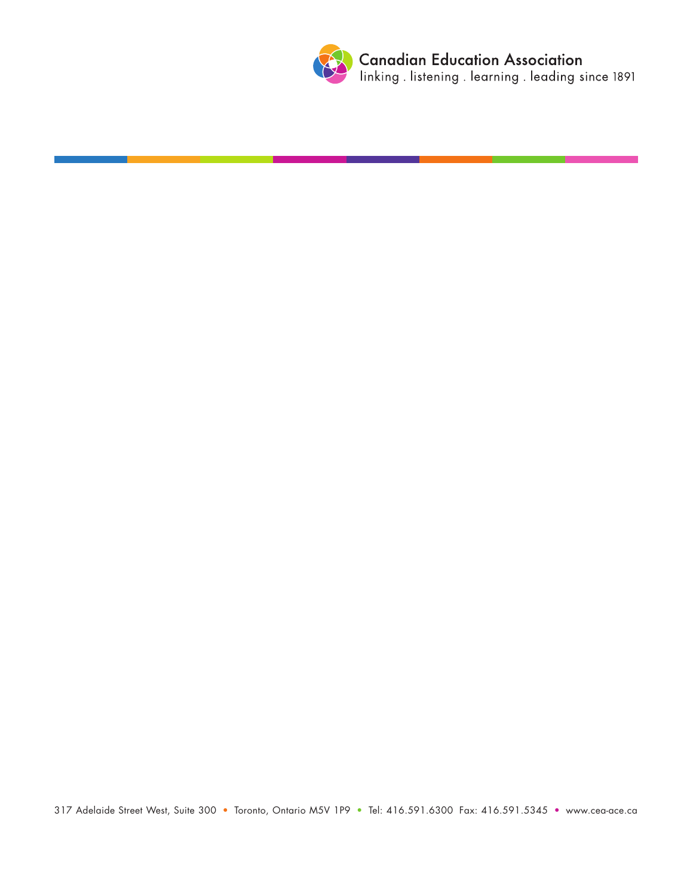Canadian Education Association

linking . listening . learning . leading since 1891

317 Adelaide Street West, Suite 300 • Toronto, Ontario M5V 1P9 • Tel: 416.591.6300 Fax: 416.591.5345 • www.cea-ace.ca